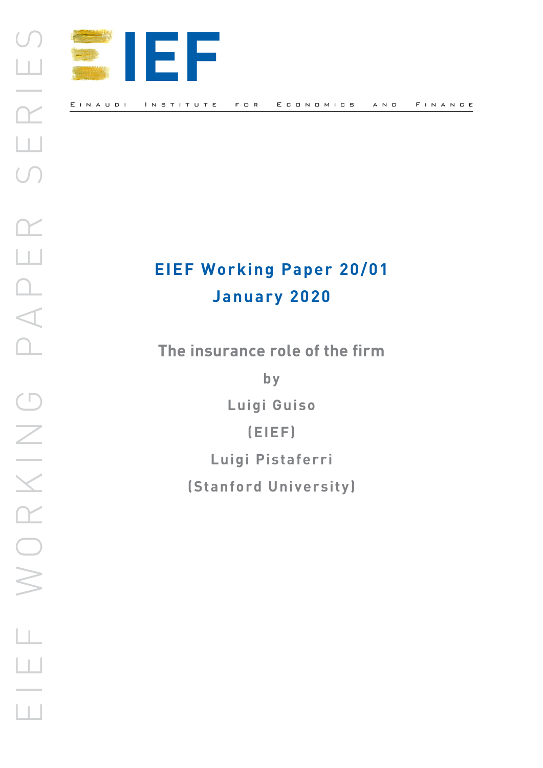# EIEF

Einaudi Institute for Economics and Finance

EIEF Working Paper Series

**EIEF Working Paper 20/01**
**January 2020**

**The insurance role of the firm**

by

Luigi Guiso

(EIEF)

Luigi Pistaferri

(Stanford University)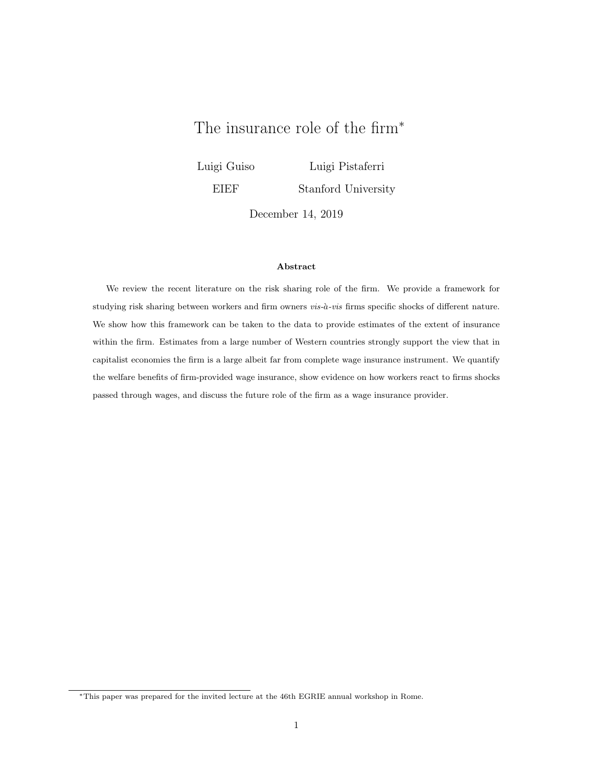# The insurance role of the firm[*]

Luigi Guiso — EIEF

Luigi Pistaferri — Stanford University

December 14, 2019

### Abstract

We review the recent literature on the risk sharing role of the firm. We provide a framework for studying risk sharing between workers and firm owners *vis-à-vis* firms specific shocks of different nature. We show how this framework can be taken to the data to provide estimates of the extent of insurance within the firm. Estimates from a large number of Western countries strongly support the view that in capitalist economies the firm is a large albeit far from complete wage insurance instrument. We quantify the welfare benefits of firm-provided wage insurance, show evidence on how workers react to firms shocks passed through wages, and discuss the future role of the firm as a wage insurance provider.

[*] This paper was prepared for the invited lecture at the 46th EGRIE annual workshop in Rome.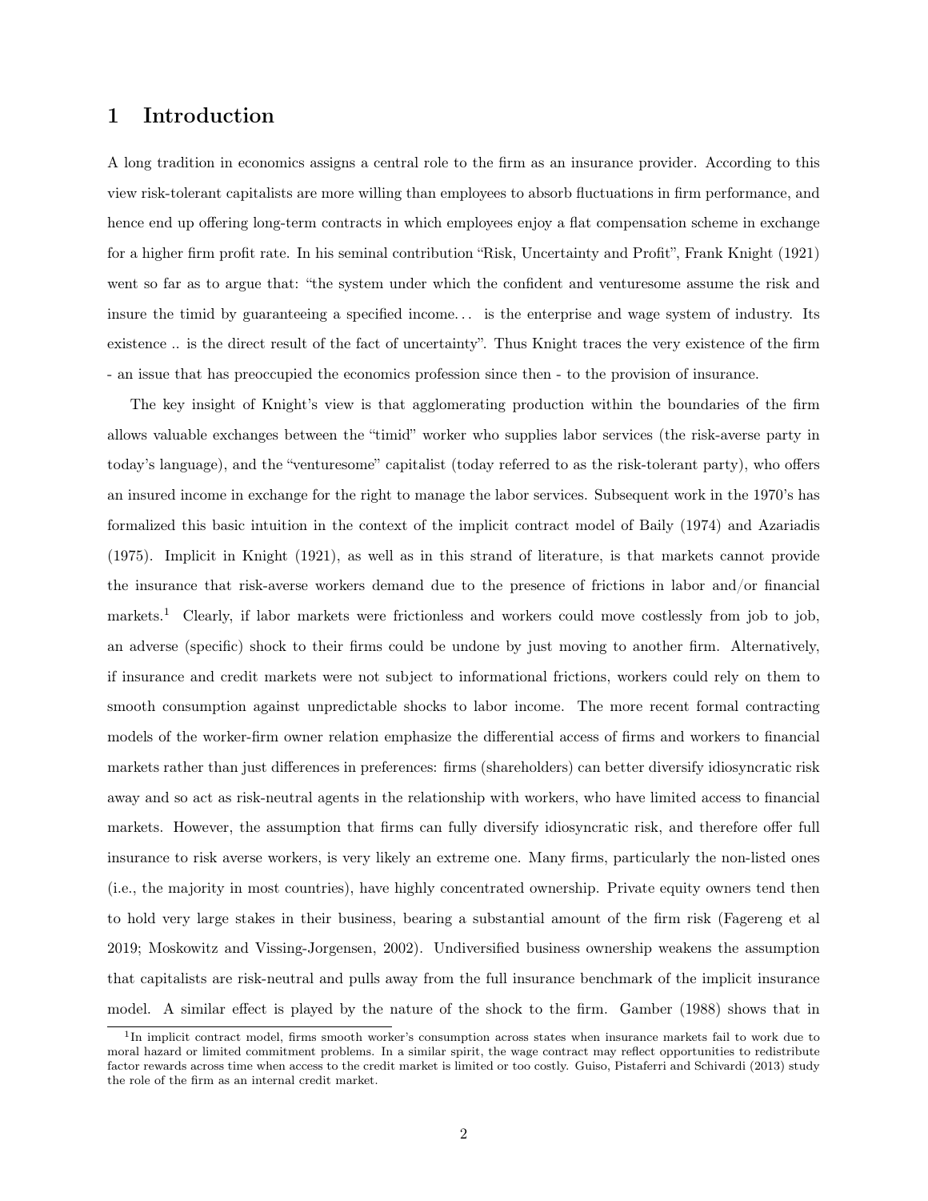# 1 Introduction

A long tradition in economics assigns a central role to the firm as an insurance provider. According to this view risk-tolerant capitalists are more willing than employees to absorb fluctuations in firm performance, and hence end up offering long-term contracts in which employees enjoy a flat compensation scheme in exchange for a higher firm profit rate. In his seminal contribution "Risk, Uncertainty and Profit", Frank Knight (1921) went so far as to argue that: "the system under which the confident and venturesome assume the risk and insure the timid by guaranteeing a specified income… is the enterprise and wage system of industry. Its existence .. is the direct result of the fact of uncertainty". Thus Knight traces the very existence of the firm - an issue that has preoccupied the economics profession since then - to the provision of insurance.

The key insight of Knight's view is that agglomerating production within the boundaries of the firm allows valuable exchanges between the "timid" worker who supplies labor services (the risk-averse party in today's language), and the "venturesome" capitalist (today referred to as the risk-tolerant party), who offers an insured income in exchange for the right to manage the labor services. Subsequent work in the 1970's has formalized this basic intuition in the context of the implicit contract model of Baily (1974) and Azariadis (1975). Implicit in Knight (1921), as well as in this strand of literature, is that markets cannot provide the insurance that risk-averse workers demand due to the presence of frictions in labor and/or financial markets.[1] Clearly, if labor markets were frictionless and workers could move costlessly from job to job, an adverse (specific) shock to their firms could be undone by just moving to another firm. Alternatively, if insurance and credit markets were not subject to informational frictions, workers could rely on them to smooth consumption against unpredictable shocks to labor income. The more recent formal contracting models of the worker-firm owner relation emphasize the differential access of firms and workers to financial markets rather than just differences in preferences: firms (shareholders) can better diversify idiosyncratic risk away and so act as risk-neutral agents in the relationship with workers, who have limited access to financial markets. However, the assumption that firms can fully diversify idiosyncratic risk, and therefore offer full insurance to risk averse workers, is very likely an extreme one. Many firms, particularly the non-listed ones (i.e., the majority in most countries), have highly concentrated ownership. Private equity owners tend then to hold very large stakes in their business, bearing a substantial amount of the firm risk (Fagereng et al 2019; Moskowitz and Vissing-Jorgensen, 2002). Undiversified business ownership weakens the assumption that capitalists are risk-neutral and pulls away from the full insurance benchmark of the implicit insurance model. A similar effect is played by the nature of the shock to the firm. Gamber (1988) shows that in

[1] In implicit contract model, firms smooth worker's consumption across states when insurance markets fail to work due to moral hazard or limited commitment problems. In a similar spirit, the wage contract may reflect opportunities to redistribute factor rewards across time when access to the credit market is limited or too costly. Guiso, Pistaferri and Schivardi (2013) study the role of the firm as an internal credit market.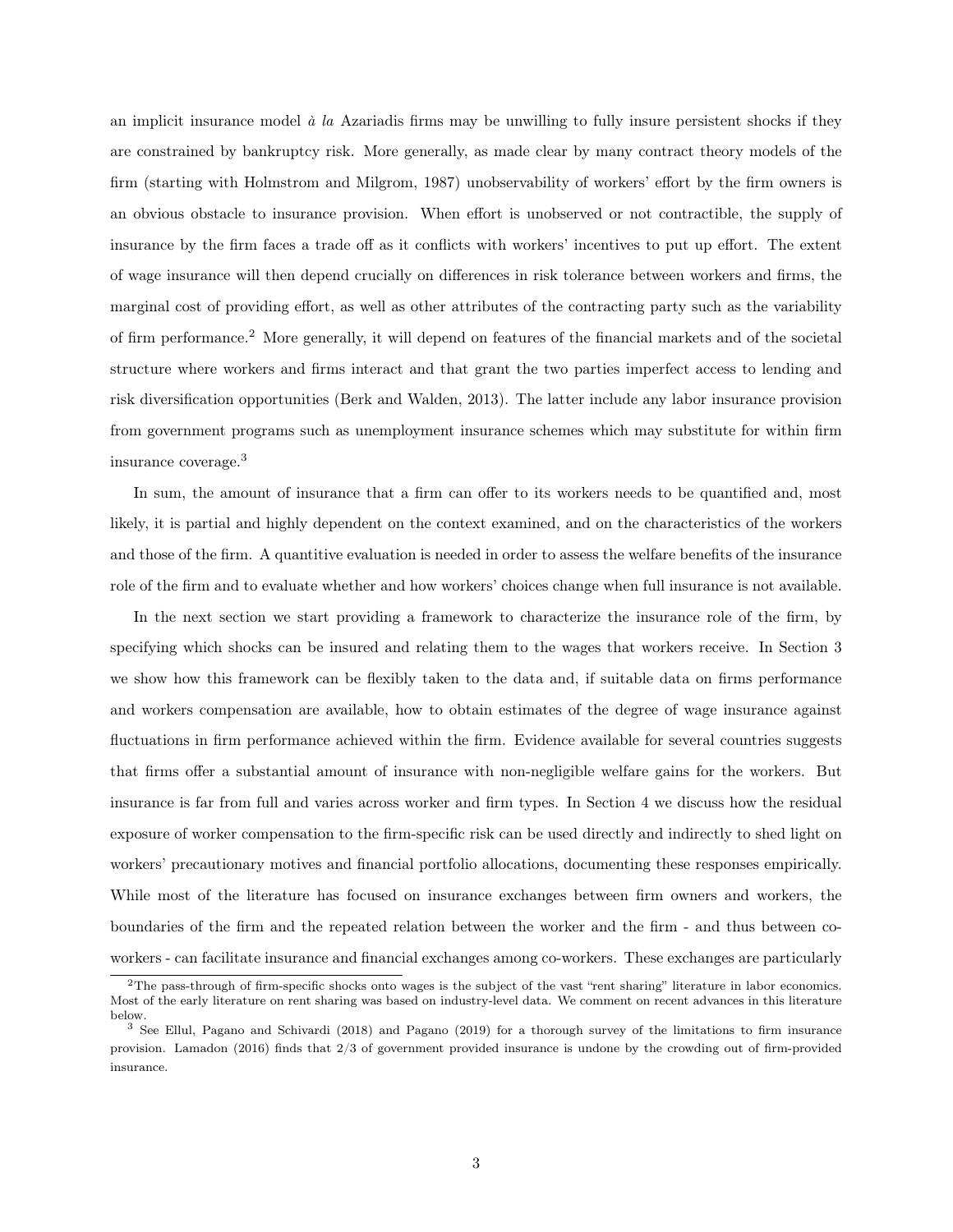an implicit insurance model *à la* Azariadis firms may be unwilling to fully insure persistent shocks if they are constrained by bankruptcy risk. More generally, as made clear by many contract theory models of the firm (starting with Holmstrom and Milgrom, 1987) unobservability of workers' effort by the firm owners is an obvious obstacle to insurance provision. When effort is unobserved or not contractible, the supply of insurance by the firm faces a trade off as it conflicts with workers' incentives to put up effort. The extent of wage insurance will then depend crucially on differences in risk tolerance between workers and firms, the marginal cost of providing effort, as well as other attributes of the contracting party such as the variability of firm performance.[2] More generally, it will depend on features of the financial markets and of the societal structure where workers and firms interact and that grant the two parties imperfect access to lending and risk diversification opportunities (Berk and Walden, 2013). The latter include any labor insurance provision from government programs such as unemployment insurance schemes which may substitute for within firm insurance coverage.[3]

In sum, the amount of insurance that a firm can offer to its workers needs to be quantified and, most likely, it is partial and highly dependent on the context examined, and on the characteristics of the workers and those of the firm. A quantitive evaluation is needed in order to assess the welfare benefits of the insurance role of the firm and to evaluate whether and how workers' choices change when full insurance is not available.

In the next section we start providing a framework to characterize the insurance role of the firm, by specifying which shocks can be insured and relating them to the wages that workers receive. In Section 3 we show how this framework can be flexibly taken to the data and, if suitable data on firms performance and workers compensation are available, how to obtain estimates of the degree of wage insurance against fluctuations in firm performance achieved within the firm. Evidence available for several countries suggests that firms offer a substantial amount of insurance with non-negligible welfare gains for the workers. But insurance is far from full and varies across worker and firm types. In Section 4 we discuss how the residual exposure of worker compensation to the firm-specific risk can be used directly and indirectly to shed light on workers' precautionary motives and financial portfolio allocations, documenting these responses empirically. While most of the literature has focused on insurance exchanges between firm owners and workers, the boundaries of the firm and the repeated relation between the worker and the firm - and thus between co-workers - can facilitate insurance and financial exchanges among co-workers. These exchanges are particularly

[2] The pass-through of firm-specific shocks onto wages is the subject of the vast "rent sharing" literature in labor economics. Most of the early literature on rent sharing was based on industry-level data. We comment on recent advances in this literature below.

[3] See Ellul, Pagano and Schivardi (2018) and Pagano (2019) for a thorough survey of the limitations to firm insurance provision. Lamadon (2016) finds that 2/3 of government provided insurance is undone by the crowding out of firm-provided insurance.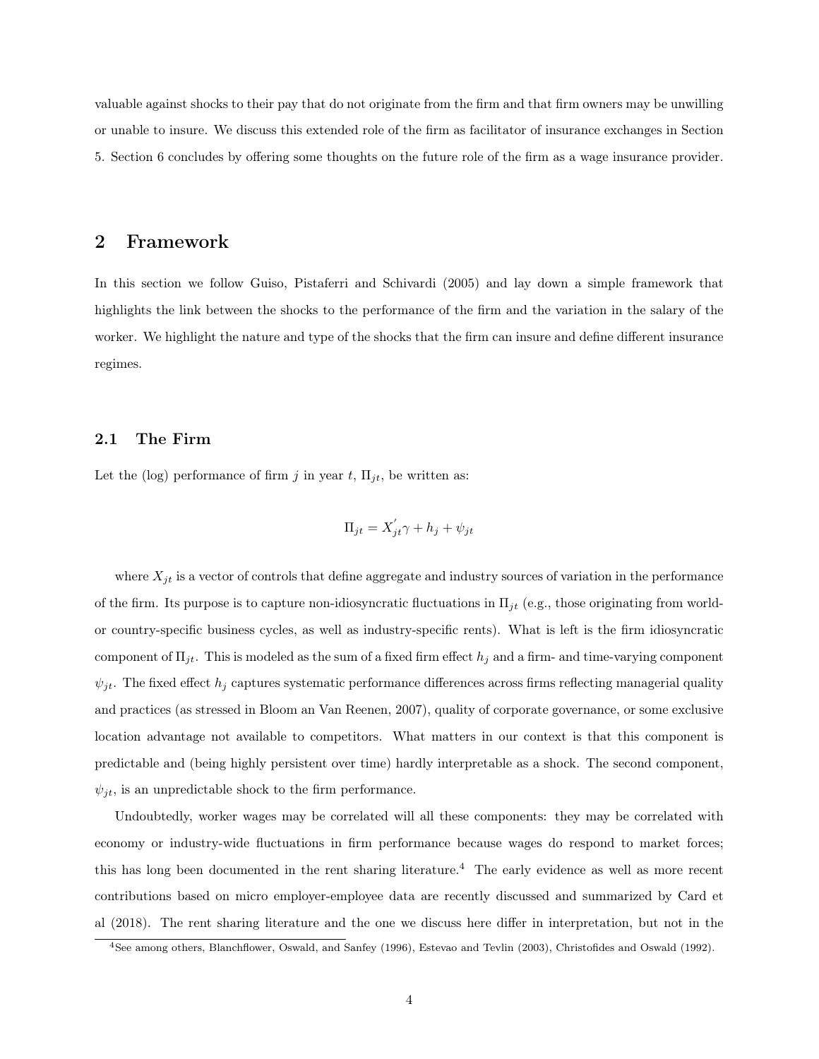valuable against shocks to their pay that do not originate from the firm and that firm owners may be unwilling or unable to insure. We discuss this extended role of the firm as facilitator of insurance exchanges in Section 5. Section 6 concludes by offering some thoughts on the future role of the firm as a wage insurance provider.

## 2 Framework

In this section we follow Guiso, Pistaferri and Schivardi (2005) and lay down a simple framework that highlights the link between the shocks to the performance of the firm and the variation in the salary of the worker. We highlight the nature and type of the shocks that the firm can insure and define different insurance regimes.

### 2.1 The Firm

Let the (log) performance of firm $j$ in year $t$, $\Pi_{jt}$, be written as:

$$\Pi_{jt} = X_{jt}^{'}\gamma + h_j + \psi_{jt}$$

where $X_{jt}$ is a vector of controls that define aggregate and industry sources of variation in the performance of the firm. Its purpose is to capture non-idiosyncratic fluctuations in $\Pi_{jt}$ (e.g., those originating from world- or country-specific business cycles, as well as industry-specific rents). What is left is the firm idiosyncratic component of $\Pi_{jt}$. This is modeled as the sum of a fixed firm effect $h_j$ and a firm- and time-varying component $\psi_{jt}$. The fixed effect $h_j$ captures systematic performance differences across firms reflecting managerial quality and practices (as stressed in Bloom an Van Reenen, 2007), quality of corporate governance, or some exclusive location advantage not available to competitors. What matters in our context is that this component is predictable and (being highly persistent over time) hardly interpretable as a shock. The second component, $\psi_{jt}$, is an unpredictable shock to the firm performance.

Undoubtedly, worker wages may be correlated will all these components: they may be correlated with economy or industry-wide fluctuations in firm performance because wages do respond to market forces; this has long been documented in the rent sharing literature.[4] The early evidence as well as more recent contributions based on micro employer-employee data are recently discussed and summarized by Card et al (2018). The rent sharing literature and the one we discuss here differ in interpretation, but not in the

[4] See among others, Blanchflower, Oswald, and Sanfey (1996), Estevao and Tevlin (2003), Christofides and Oswald (1992).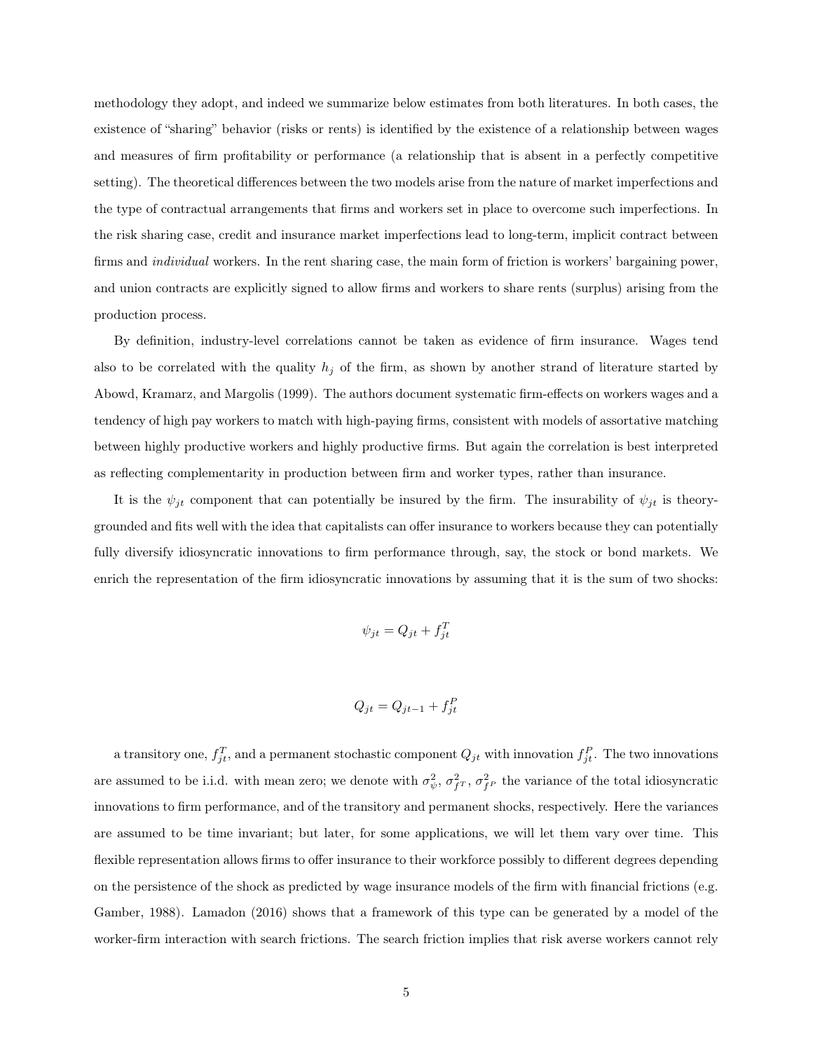methodology they adopt, and indeed we summarize below estimates from both literatures. In both cases, the existence of "sharing" behavior (risks or rents) is identified by the existence of a relationship between wages and measures of firm profitability or performance (a relationship that is absent in a perfectly competitive setting). The theoretical differences between the two models arise from the nature of market imperfections and the type of contractual arrangements that firms and workers set in place to overcome such imperfections. In the risk sharing case, credit and insurance market imperfections lead to long-term, implicit contract between firms and *individual* workers. In the rent sharing case, the main form of friction is workers' bargaining power, and union contracts are explicitly signed to allow firms and workers to share rents (surplus) arising from the production process.

By definition, industry-level correlations cannot be taken as evidence of firm insurance. Wages tend also to be correlated with the quality $h_j$ of the firm, as shown by another strand of literature started by Abowd, Kramarz, and Margolis (1999). The authors document systematic firm-effects on workers wages and a tendency of high pay workers to match with high-paying firms, consistent with models of assortative matching between highly productive workers and highly productive firms. But again the correlation is best interpreted as reflecting complementarity in production between firm and worker types, rather than insurance.

It is the $\psi_{jt}$ component that can potentially be insured by the firm. The insurability of $\psi_{jt}$ is theory-grounded and fits well with the idea that capitalists can offer insurance to workers because they can potentially fully diversify idiosyncratic innovations to firm performance through, say, the stock or bond markets. We enrich the representation of the firm idiosyncratic innovations by assuming that it is the sum of two shocks:

$$\psi_{jt} = Q_{jt} + f_{jt}^{T}$$

$$Q_{jt} = Q_{jt-1} + f_{jt}^{P}$$

a transitory one, $f_{jt}^{T}$, and a permanent stochastic component $Q_{jt}$ with innovation $f_{jt}^{P}$. The two innovations are assumed to be i.i.d. with mean zero; we denote with $\sigma_{\psi}^{2}$, $\sigma_{f^T}^{2}$, $\sigma_{f^P}^{2}$ the variance of the total idiosyncratic innovations to firm performance, and of the transitory and permanent shocks, respectively. Here the variances are assumed to be time invariant; but later, for some applications, we will let them vary over time. This flexible representation allows firms to offer insurance to their workforce possibly to different degrees depending on the persistence of the shock as predicted by wage insurance models of the firm with financial frictions (e.g. Gamber, 1988). Lamadon (2016) shows that a framework of this type can be generated by a model of the worker-firm interaction with search frictions. The search friction implies that risk averse workers cannot rely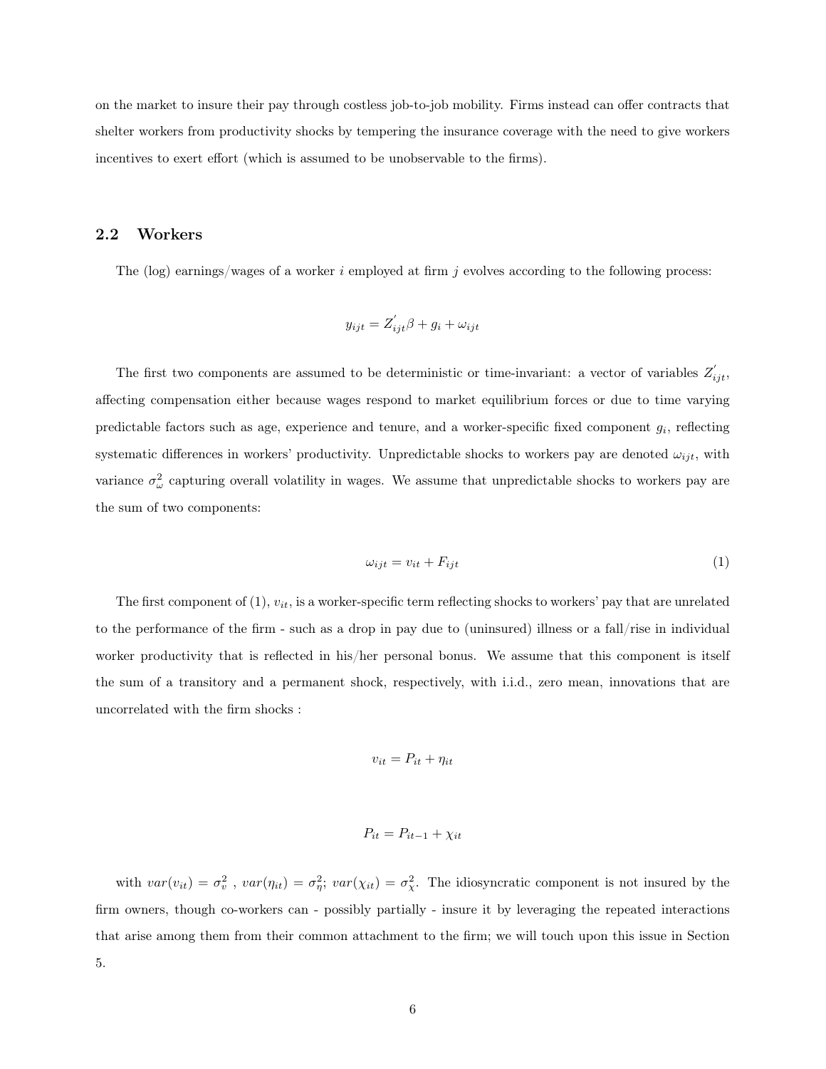on the market to insure their pay through costless job-to-job mobility. Firms instead can offer contracts that shelter workers from productivity shocks by tempering the insurance coverage with the need to give workers incentives to exert effort (which is assumed to be unobservable to the firms).

## 2.2 Workers

The (log) earnings/wages of a worker $i$ employed at firm $j$ evolves according to the following process:

$$y_{ijt} = Z^{'}_{ijt}\beta + g_i + \omega_{ijt}$$

The first two components are assumed to be deterministic or time-invariant: a vector of variables $Z^{'}_{ijt}$, affecting compensation either because wages respond to market equilibrium forces or due to time varying predictable factors such as age, experience and tenure, and a worker-specific fixed component $g_i$, reflecting systematic differences in workers' productivity. Unpredictable shocks to workers pay are denoted $\omega_{ijt}$, with variance $\sigma^2_\omega$ capturing overall volatility in wages. We assume that unpredictable shocks to workers pay are the sum of two components:

$$\omega_{ijt} = v_{it} + F_{ijt} \tag{1}$$

The first component of (1), $v_{it}$, is a worker-specific term reflecting shocks to workers' pay that are unrelated to the performance of the firm - such as a drop in pay due to (uninsured) illness or a fall/rise in individual worker productivity that is reflected in his/her personal bonus. We assume that this component is itself the sum of a transitory and a permanent shock, respectively, with i.i.d., zero mean, innovations that are uncorrelated with the firm shocks :

$$v_{it} = P_{it} + \eta_{it}$$

$$P_{it} = P_{it-1} + \chi_{it}$$

with $var(v_{it}) = \sigma^2_v$ , $var(\eta_{it}) = \sigma^2_\eta$; $var(\chi_{it}) = \sigma^2_\chi$. The idiosyncratic component is not insured by the firm owners, though co-workers can - possibly partially - insure it by leveraging the repeated interactions that arise among them from their common attachment to the firm; we will touch upon this issue in Section 5.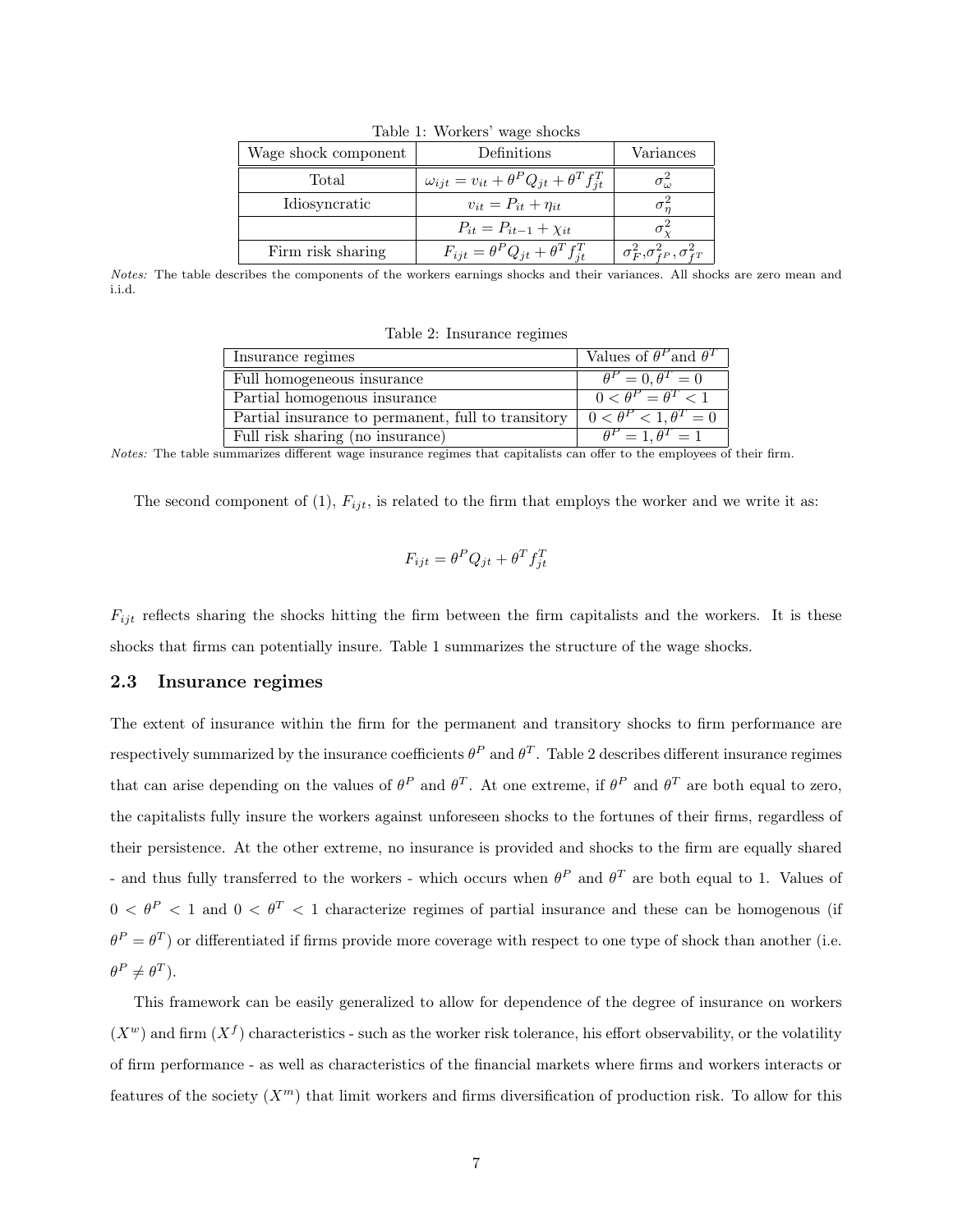Table 1: Workers' wage shocks

| Wage shock component | Definitions | Variances |
|---|---|---|
| Total | $\omega_{ijt} = v_{it} + \theta^P Q_{jt} + \theta^T f_{jt}^T$ | $\sigma_\omega^2$ |
| Idiosyncratic | $v_{it} = P_{it} + \eta_{it}$ | $\sigma_\eta^2$ |
| | $P_{it} = P_{it-1} + \chi_{it}$ | $\sigma_\chi^2$ |
| Firm risk sharing | $F_{ijt} = \theta^P Q_{jt} + \theta^T f_{jt}^T$ | $\sigma_F^2, \sigma_{f^P}^2, \sigma_{f^T}^2$ |

*Notes:* The table describes the components of the workers earnings shocks and their variances. All shocks are zero mean and i.i.d.

Table 2: Insurance regimes

| Insurance regimes | Values of $\theta^P$and $\theta^T$ |
|---|---|
| Full homogeneous insurance | $\theta^P = 0, \theta^T = 0$ |
| Partial homogenous insurance | $0 < \theta^P = \theta^T < 1$ |
| Partial insurance to permanent, full to transitory | $0 < \theta^P < 1, \theta^T = 0$ |
| Full risk sharing (no insurance) | $\theta^P = 1, \theta^T = 1$ |

*Notes:* The table summarizes different wage insurance regimes that capitalists can offer to the employees of their firm.

The second component of (1), $F_{ijt}$, is related to the firm that employs the worker and we write it as:

$$F_{ijt} = \theta^P Q_{jt} + \theta^T f_{jt}^T$$

$F_{ijt}$ reflects sharing the shocks hitting the firm between the firm capitalists and the workers. It is these shocks that firms can potentially insure. Table 1 summarizes the structure of the wage shocks.

## 2.3 Insurance regimes

The extent of insurance within the firm for the permanent and transitory shocks to firm performance are respectively summarized by the insurance coefficients $\theta^P$ and $\theta^T$. Table 2 describes different insurance regimes that can arise depending on the values of $\theta^P$ and $\theta^T$. At one extreme, if $\theta^P$ and $\theta^T$ are both equal to zero, the capitalists fully insure the workers against unforeseen shocks to the fortunes of their firms, regardless of their persistence. At the other extreme, no insurance is provided and shocks to the firm are equally shared - and thus fully transferred to the workers - which occurs when $\theta^P$ and $\theta^T$ are both equal to 1. Values of $0 < \theta^P < 1$ and $0 < \theta^T < 1$ characterize regimes of partial insurance and these can be homogenous (if $\theta^P = \theta^T$) or differentiated if firms provide more coverage with respect to one type of shock than another (i.e. $\theta^P \neq \theta^T$).

This framework can be easily generalized to allow for dependence of the degree of insurance on workers ($X^w$) and firm ($X^f$) characteristics - such as the worker risk tolerance, his effort observability, or the volatility of firm performance - as well as characteristics of the financial markets where firms and workers interacts or features of the society ($X^m$) that limit workers and firms diversification of production risk. To allow for this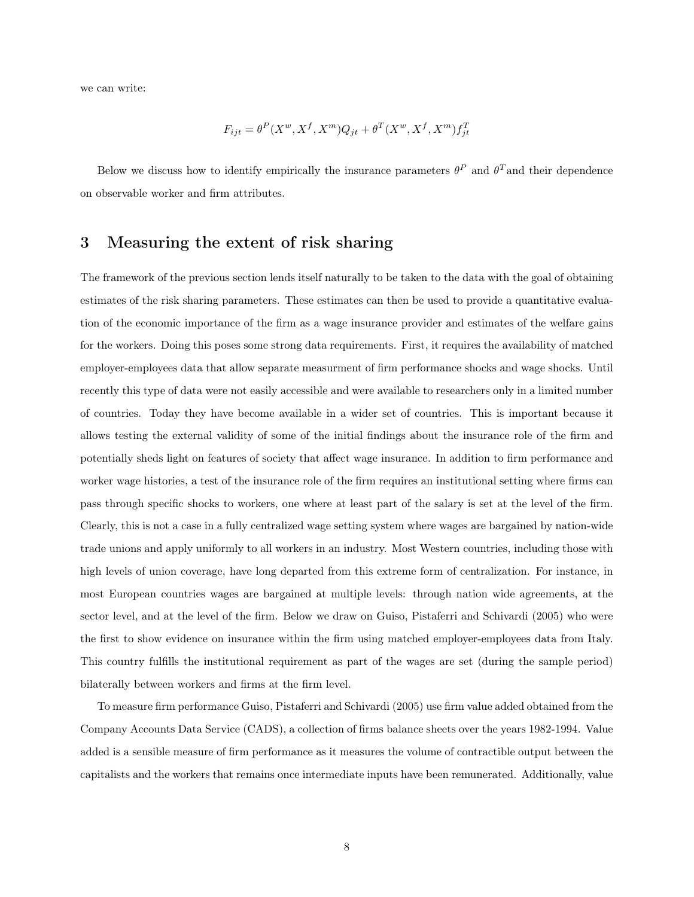we can write:

$$F_{ijt} = \theta^P(X^w, X^f, X^m)Q_{jt} + \theta^T(X^w, X^f, X^m)f_{jt}^T$$

Below we discuss how to identify empirically the insurance parameters $\theta^P$ and $\theta^T$and their dependence on observable worker and firm attributes.

# 3 Measuring the extent of risk sharing

The framework of the previous section lends itself naturally to be taken to the data with the goal of obtaining estimates of the risk sharing parameters. These estimates can then be used to provide a quantitative evaluation of the economic importance of the firm as a wage insurance provider and estimates of the welfare gains for the workers. Doing this poses some strong data requirements. First, it requires the availability of matched employer-employees data that allow separate measurment of firm performance shocks and wage shocks. Until recently this type of data were not easily accessible and were available to researchers only in a limited number of countries. Today they have become available in a wider set of countries. This is important because it allows testing the external validity of some of the initial findings about the insurance role of the firm and potentially sheds light on features of society that affect wage insurance. In addition to firm performance and worker wage histories, a test of the insurance role of the firm requires an institutional setting where firms can pass through specific shocks to workers, one where at least part of the salary is set at the level of the firm. Clearly, this is not a case in a fully centralized wage setting system where wages are bargained by nation-wide trade unions and apply uniformly to all workers in an industry. Most Western countries, including those with high levels of union coverage, have long departed from this extreme form of centralization. For instance, in most European countries wages are bargained at multiple levels: through nation wide agreements, at the sector level, and at the level of the firm. Below we draw on Guiso, Pistaferri and Schivardi (2005) who were the first to show evidence on insurance within the firm using matched employer-employees data from Italy. This country fulfills the institutional requirement as part of the wages are set (during the sample period) bilaterally between workers and firms at the firm level.

To measure firm performance Guiso, Pistaferri and Schivardi (2005) use firm value added obtained from the Company Accounts Data Service (CADS), a collection of firms balance sheets over the years 1982-1994. Value added is a sensible measure of firm performance as it measures the volume of contractible output between the capitalists and the workers that remains once intermediate inputs have been remunerated. Additionally, value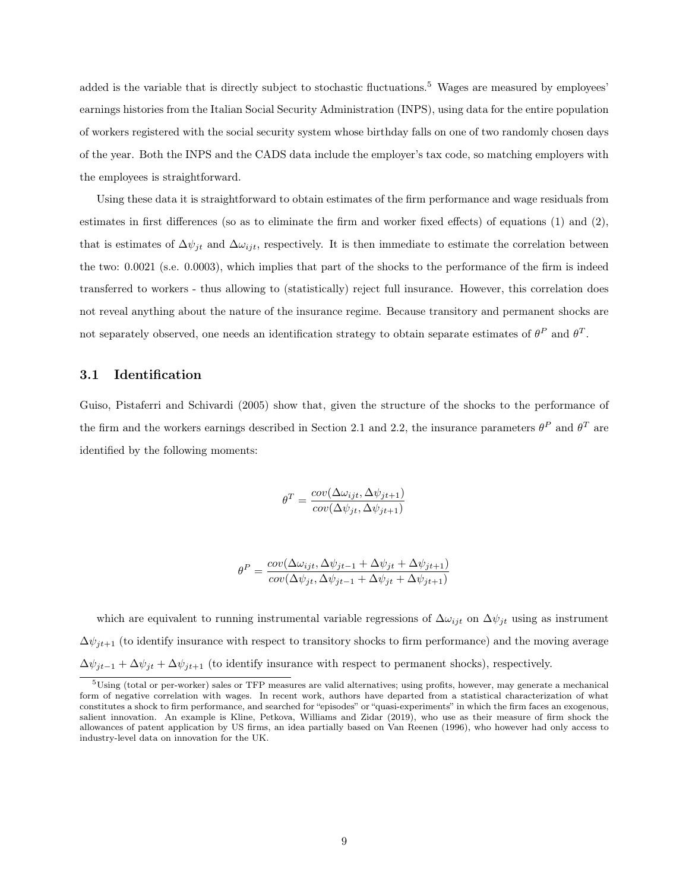added is the variable that is directly subject to stochastic fluctuations.[5] Wages are measured by employees' earnings histories from the Italian Social Security Administration (INPS), using data for the entire population of workers registered with the social security system whose birthday falls on one of two randomly chosen days of the year. Both the INPS and the CADS data include the employer's tax code, so matching employers with the employees is straightforward.

Using these data it is straightforward to obtain estimates of the firm performance and wage residuals from estimates in first differences (so as to eliminate the firm and worker fixed effects) of equations (1) and (2), that is estimates of $\Delta\psi_{jt}$ and $\Delta\omega_{ijt}$, respectively. It is then immediate to estimate the correlation between the two: 0.0021 (s.e. 0.0003), which implies that part of the shocks to the performance of the firm is indeed transferred to workers - thus allowing to (statistically) reject full insurance. However, this correlation does not reveal anything about the nature of the insurance regime. Because transitory and permanent shocks are not separately observed, one needs an identification strategy to obtain separate estimates of $\theta^P$ and $\theta^T$.

## 3.1 Identification

Guiso, Pistaferri and Schivardi (2005) show that, given the structure of the shocks to the performance of the firm and the workers earnings described in Section 2.1 and 2.2, the insurance parameters $\theta^P$ and $\theta^T$ are identified by the following moments:

$$\theta^T = \frac{cov(\Delta\omega_{ijt}, \Delta\psi_{jt+1})}{cov(\Delta\psi_{jt}, \Delta\psi_{jt+1})}$$

$$\theta^P = \frac{cov(\Delta\omega_{ijt}, \Delta\psi_{jt-1} + \Delta\psi_{jt} + \Delta\psi_{jt+1})}{cov(\Delta\psi_{jt}, \Delta\psi_{jt-1} + \Delta\psi_{jt} + \Delta\psi_{jt+1})}$$

which are equivalent to running instrumental variable regressions of $\Delta\omega_{ijt}$ on $\Delta\psi_{jt}$ using as instrument $\Delta\psi_{jt+1}$ (to identify insurance with respect to transitory shocks to firm performance) and the moving average $\Delta\psi_{jt-1} + \Delta\psi_{jt} + \Delta\psi_{jt+1}$ (to identify insurance with respect to permanent shocks), respectively.

[5] Using (total or per-worker) sales or TFP measures are valid alternatives; using profits, however, may generate a mechanical form of negative correlation with wages. In recent work, authors have departed from a statistical characterization of what constitutes a shock to firm performance, and searched for "episodes" or "quasi-experiments" in which the firm faces an exogenous, salient innovation. An example is Kline, Petkova, Williams and Zidar (2019), who use as their measure of firm shock the allowances of patent application by US firms, an idea partially based on Van Reenen (1996), who however had only access to industry-level data on innovation for the UK.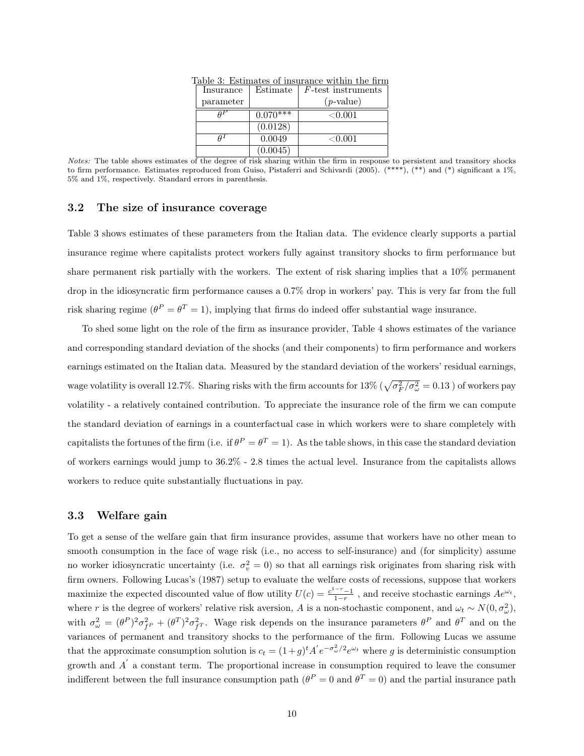Table 3: Estimates of insurance within the firm

| Insurance parameter | Estimate | $F$-test instruments ($p$-value) |
|---|---|---|
| $\theta^P$ | 0.070*** | <0.001 |
| | (0.0128) | |
| $\theta^T$ | 0.0049 | <0.001 |
| | (0.0045) | |

*Notes:* The table shows estimates of the degree of risk sharing within the firm in response to persistent and transitory shocks to firm performance. Estimates reproduced from Guiso, Pistaferri and Schivardi (2005). (****), (**) and (*) significant a 1%, 5% and 1%, respectively. Standard errors in parenthesis.

### 3.2 The size of insurance coverage

Table 3 shows estimates of these parameters from the Italian data. The evidence clearly supports a partial insurance regime where capitalists protect workers fully against transitory shocks to firm performance but share permanent risk partially with the workers. The extent of risk sharing implies that a 10% permanent drop in the idiosyncratic firm performance causes a 0.7% drop in workers' pay. This is very far from the full risk sharing regime ($\theta^P = \theta^T = 1$), implying that firms do indeed offer substantial wage insurance.

To shed some light on the role of the firm as insurance provider, Table 4 shows estimates of the variance and corresponding standard deviation of the shocks (and their components) to firm performance and workers earnings estimated on the Italian data. Measured by the standard deviation of the workers' residual earnings, wage volatility is overall 12.7%. Sharing risks with the firm accounts for 13% ( $\sqrt{\sigma_F^2/\sigma_\omega^2} = 0.13$ ) of workers pay volatility - a relatively contained contribution. To appreciate the insurance role of the firm we can compute the standard deviation of earnings in a counterfactual case in which workers were to share completely with capitalists the fortunes of the firm (i.e. if $\theta^P = \theta^T = 1$). As the table shows, in this case the standard deviation of workers earnings would jump to 36.2% - 2.8 times the actual level. Insurance from the capitalists allows workers to reduce quite substantially fluctuations in pay.

### 3.3 Welfare gain

To get a sense of the welfare gain that firm insurance provides, assume that workers have no other mean to smooth consumption in the face of wage risk (i.e., no access to self-insurance) and (for simplicity) assume no worker idiosyncratic uncertainty (i.e. $\sigma_v^2 = 0$) so that all earnings risk originates from sharing risk with firm owners. Following Lucas's (1987) setup to evaluate the welfare costs of recessions, suppose that workers maximize the expected discounted value of flow utility $U(c) = \frac{c^{1-r}-1}{1-r}$ , and receive stochastic earnings $Ae^{\omega_t}$, where $r$ is the degree of workers' relative risk aversion, $A$ is a non-stochastic component, and $\omega_t \sim N(0, \sigma_\omega^2)$, with $\sigma_\omega^2 = (\theta^P)^2\sigma_{f^P}^2 + (\theta^T)^2\sigma_{f^T}^2$. Wage risk depends on the insurance parameters $\theta^P$ and $\theta^T$ and on the variances of permanent and transitory shocks to the performance of the firm. Following Lucas we assume that the approximate consumption solution is $c_t = (1+g)^t A' e^{-\sigma_\omega^2/2} e^{\omega_t}$ where $g$ is deterministic consumption growth and $A'$ a constant term. The proportional increase in consumption required to leave the consumer indifferent between the full insurance consumption path ($\theta^P = 0$ and $\theta^T = 0$) and the partial insurance path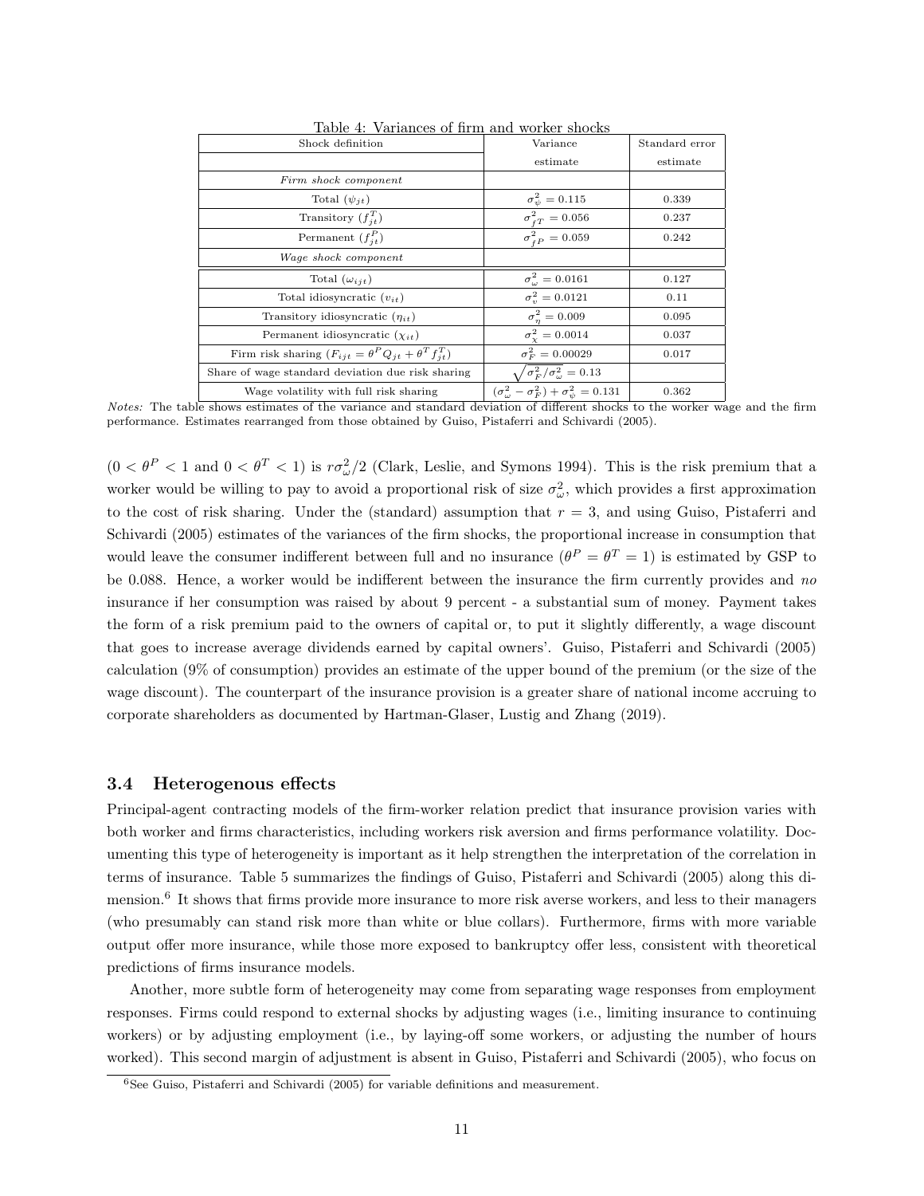Table 4: Variances of firm and worker shocks

| Shock definition | Variance estimate | Standard error estimate |
|---|---|---|
| *Firm shock component* | | |
| Total ($\psi_{jt}$) | $\sigma^2_{\psi} = 0.115$ | 0.339 |
| Transitory ($f^T_{jt}$) | $\sigma^2_{fT} = 0.056$ | 0.237 |
| Permanent ($f^P_{jt}$) | $\sigma^2_{fP} = 0.059$ | 0.242 |
| *Wage shock component* | | |
| Total ($\omega_{ijt}$) | $\sigma^2_{\omega} = 0.0161$ | 0.127 |
| Total idiosyncratic ($v_{it}$) | $\sigma^2_{v} = 0.0121$ | 0.11 |
| Transitory idiosyncratic ($\eta_{it}$) | $\sigma^2_{\eta} = 0.009$ | 0.095 |
| Permanent idiosyncratic ($\chi_{it}$) | $\sigma^2_{\chi} = 0.0014$ | 0.037 |
| Firm risk sharing ($F_{ijt} = \theta^P Q_{jt} + \theta^T f^T_{jt}$) | $\sigma^2_F = 0.00029$ | 0.017 |
| Share of wage standard deviation due risk sharing | $\sqrt{\sigma^2_F/\sigma^2_{\omega}} = 0.13$ | |
| Wage volatility with full risk sharing | $(\sigma^2_{\omega} - \sigma^2_F) + \sigma^2_{\psi} = 0.131$ | 0.362 |

*Notes:* The table shows estimates of the variance and standard deviation of different shocks to the worker wage and the firm performance. Estimates rearranged from those obtained by Guiso, Pistaferri and Schivardi (2005).

($0 < \theta^P < 1$ and $0 < \theta^T < 1$) is $r\sigma^2_{\omega}/2$ (Clark, Leslie, and Symons 1994). This is the risk premium that a worker would be willing to pay to avoid a proportional risk of size $\sigma^2_{\omega}$, which provides a first approximation to the cost of risk sharing. Under the (standard) assumption that $r = 3$, and using Guiso, Pistaferri and Schivardi (2005) estimates of the variances of the firm shocks, the proportional increase in consumption that would leave the consumer indifferent between full and no insurance ($\theta^P = \theta^T = 1$) is estimated by GSP to be 0.088. Hence, a worker would be indifferent between the insurance the firm currently provides and *no* insurance if her consumption was raised by about 9 percent - a substantial sum of money. Payment takes the form of a risk premium paid to the owners of capital or, to put it slightly differently, a wage discount that goes to increase average dividends earned by capital owners'. Guiso, Pistaferri and Schivardi (2005) calculation (9% of consumption) provides an estimate of the upper bound of the premium (or the size of the wage discount). The counterpart of the insurance provision is a greater share of national income accruing to corporate shareholders as documented by Hartman-Glaser, Lustig and Zhang (2019).

### 3.4 Heterogenous effects

Principal-agent contracting models of the firm-worker relation predict that insurance provision varies with both worker and firms characteristics, including workers risk aversion and firms performance volatility. Documenting this type of heterogeneity is important as it help strengthen the interpretation of the correlation in terms of insurance. Table 5 summarizes the findings of Guiso, Pistaferri and Schivardi (2005) along this dimension.[6] It shows that firms provide more insurance to more risk averse workers, and less to their managers (who presumably can stand risk more than white or blue collars). Furthermore, firms with more variable output offer more insurance, while those more exposed to bankruptcy offer less, consistent with theoretical predictions of firms insurance models.

Another, more subtle form of heterogeneity may come from separating wage responses from employment responses. Firms could respond to external shocks by adjusting wages (i.e., limiting insurance to continuing workers) or by adjusting employment (i.e., by laying-off some workers, or adjusting the number of hours worked). This second margin of adjustment is absent in Guiso, Pistaferri and Schivardi (2005), who focus on

[6] See Guiso, Pistaferri and Schivardi (2005) for variable definitions and measurement.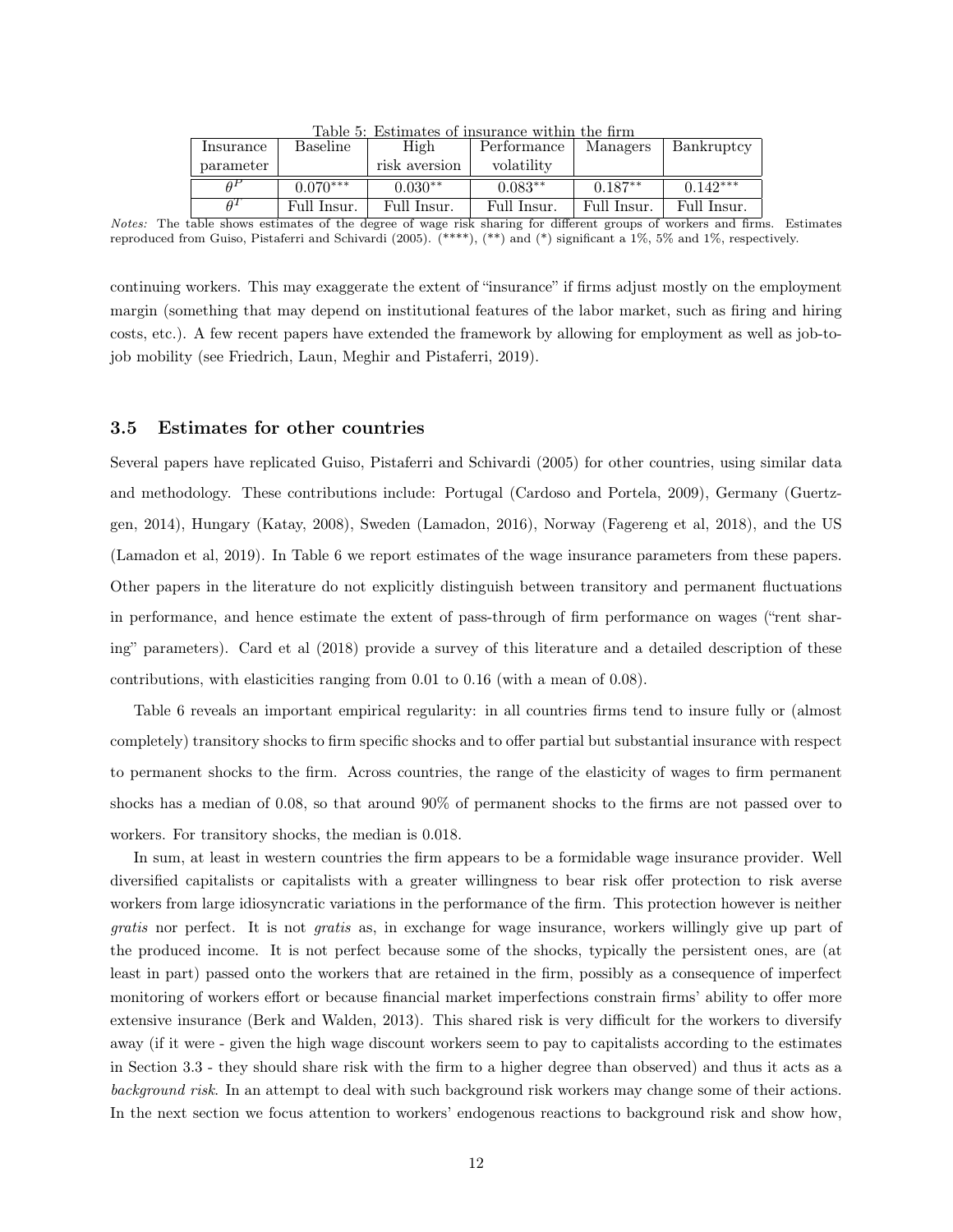Table 5: Estimates of insurance within the firm

| Insurance parameter | Baseline | High risk aversion | Performance volatility | Managers | Bankruptcy |
|---|---|---|---|---|---|
| $\theta^P$ | $0.070^{***}$ | $0.030^{**}$ | $0.083^{**}$ | $0.187^{**}$ | $0.142^{***}$ |
| $\theta^T$ | Full Insur. | Full Insur. | Full Insur. | Full Insur. | Full Insur. |

*Notes:* The table shows estimates of the degree of wage risk sharing for different groups of workers and firms. Estimates reproduced from Guiso, Pistaferri and Schivardi (2005). (****), (**) and (*) significant a 1%, 5% and 1%, respectively.

continuing workers. This may exaggerate the extent of "insurance" if firms adjust mostly on the employment margin (something that may depend on institutional features of the labor market, such as firing and hiring costs, etc.). A few recent papers have extended the framework by allowing for employment as well as job-to-job mobility (see Friedrich, Laun, Meghir and Pistaferri, 2019).

### 3.5 Estimates for other countries

Several papers have replicated Guiso, Pistaferri and Schivardi (2005) for other countries, using similar data and methodology. These contributions include: Portugal (Cardoso and Portela, 2009), Germany (Guertzgen, 2014), Hungary (Katay, 2008), Sweden (Lamadon, 2016), Norway (Fagereng et al, 2018), and the US (Lamadon et al, 2019). In Table 6 we report estimates of the wage insurance parameters from these papers. Other papers in the literature do not explicitly distinguish between transitory and permanent fluctuations in performance, and hence estimate the extent of pass-through of firm performance on wages ("rent sharing" parameters). Card et al (2018) provide a survey of this literature and a detailed description of these contributions, with elasticities ranging from 0.01 to 0.16 (with a mean of 0.08).

Table 6 reveals an important empirical regularity: in all countries firms tend to insure fully or (almost completely) transitory shocks to firm specific shocks and to offer partial but substantial insurance with respect to permanent shocks to the firm. Across countries, the range of the elasticity of wages to firm permanent shocks has a median of 0.08, so that around 90% of permanent shocks to the firms are not passed over to workers. For transitory shocks, the median is 0.018.

In sum, at least in western countries the firm appears to be a formidable wage insurance provider. Well diversified capitalists or capitalists with a greater willingness to bear risk offer protection to risk averse workers from large idiosyncratic variations in the performance of the firm. This protection however is neither *gratis* nor perfect. It is not *gratis* as, in exchange for wage insurance, workers willingly give up part of the produced income. It is not perfect because some of the shocks, typically the persistent ones, are (at least in part) passed onto the workers that are retained in the firm, possibly as a consequence of imperfect monitoring of workers effort or because financial market imperfections constrain firms' ability to offer more extensive insurance (Berk and Walden, 2013). This shared risk is very difficult for the workers to diversify away (if it were - given the high wage discount workers seem to pay to capitalists according to the estimates in Section 3.3 - they should share risk with the firm to a higher degree than observed) and thus it acts as a *background risk*. In an attempt to deal with such background risk workers may change some of their actions. In the next section we focus attention to workers' endogenous reactions to background risk and show how,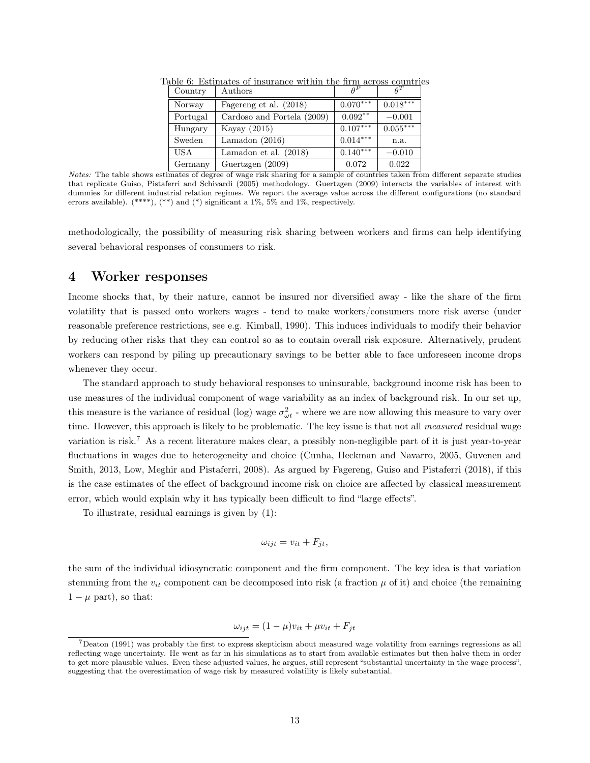Table 6: Estimates of insurance within the firm across countries

| Country | Authors | $\theta^P$ | $\theta^T$ |
|---|---|---|---|
| Norway | Fagereng et al. (2018) | $0.070^{***}$ | $0.018^{***}$ |
| Portugal | Cardoso and Portela (2009) | $0.092^{**}$ | $-0.001$ |
| Hungary | Kayay (2015) | $0.107^{***}$ | $0.055^{***}$ |
| Sweden | Lamadon (2016) | $0.014^{***}$ | n.a. |
| USA | Lamadon et al. (2018) | $0.140^{***}$ | $-0.010$ |
| Germany | Guertzgen (2009) | 0.072 | 0.022 |

*Notes:* The table shows estimates of degree of wage risk sharing for a sample of countries taken from different separate studies that replicate Guiso, Pistaferri and Schivardi (2005) methodology. Guertzgen (2009) interacts the variables of interest with dummies for different industrial relation regimes. We report the average value across the different configurations (no standard errors available). (****), (**) and (*) significant a 1%, 5% and 1%, respectively.

methodologically, the possibility of measuring risk sharing between workers and firms can help identifying several behavioral responses of consumers to risk.

# 4 Worker responses

Income shocks that, by their nature, cannot be insured nor diversified away - like the share of the firm volatility that is passed onto workers wages - tend to make workers/consumers more risk averse (under reasonable preference restrictions, see e.g. Kimball, 1990). This induces individuals to modify their behavior by reducing other risks that they can control so as to contain overall risk exposure. Alternatively, prudent workers can respond by piling up precautionary savings to be better able to face unforeseen income drops whenever they occur.

The standard approach to study behavioral responses to uninsurable, background income risk has been to use measures of the individual component of wage variability as an index of background risk. In our set up, this measure is the variance of residual (log) wage $\sigma^2_{\omega t}$ - where we are now allowing this measure to vary over time. However, this approach is likely to be problematic. The key issue is that not all *measured* residual wage variation is risk.[7] As a recent literature makes clear, a possibly non-negligible part of it is just year-to-year fluctuations in wages due to heterogeneity and choice (Cunha, Heckman and Navarro, 2005, Guvenen and Smith, 2013, Low, Meghir and Pistaferri, 2008). As argued by Fagereng, Guiso and Pistaferri (2018), if this is the case estimates of the effect of background income risk on choice are affected by classical measurement error, which would explain why it has typically been difficult to find "large effects".

To illustrate, residual earnings is given by (1):

$$\omega_{ijt} = v_{it} + F_{jt},$$

the sum of the individual idiosyncratic component and the firm component. The key idea is that variation stemming from the $v_{it}$ component can be decomposed into risk (a fraction $\mu$ of it) and choice (the remaining $1 - \mu$ part), so that:

$$\omega_{ijt} = (1 - \mu)v_{it} + \mu v_{it} + F_{jt}$$

[7] Deaton (1991) was probably the first to express skepticism about measured wage volatility from earnings regressions as all reflecting wage uncertainty. He went as far in his simulations as to start from available estimates but then halve them in order to get more plausible values. Even these adjusted values, he argues, still represent "substantial uncertainty in the wage process", suggesting that the overestimation of wage risk by measured volatility is likely substantial.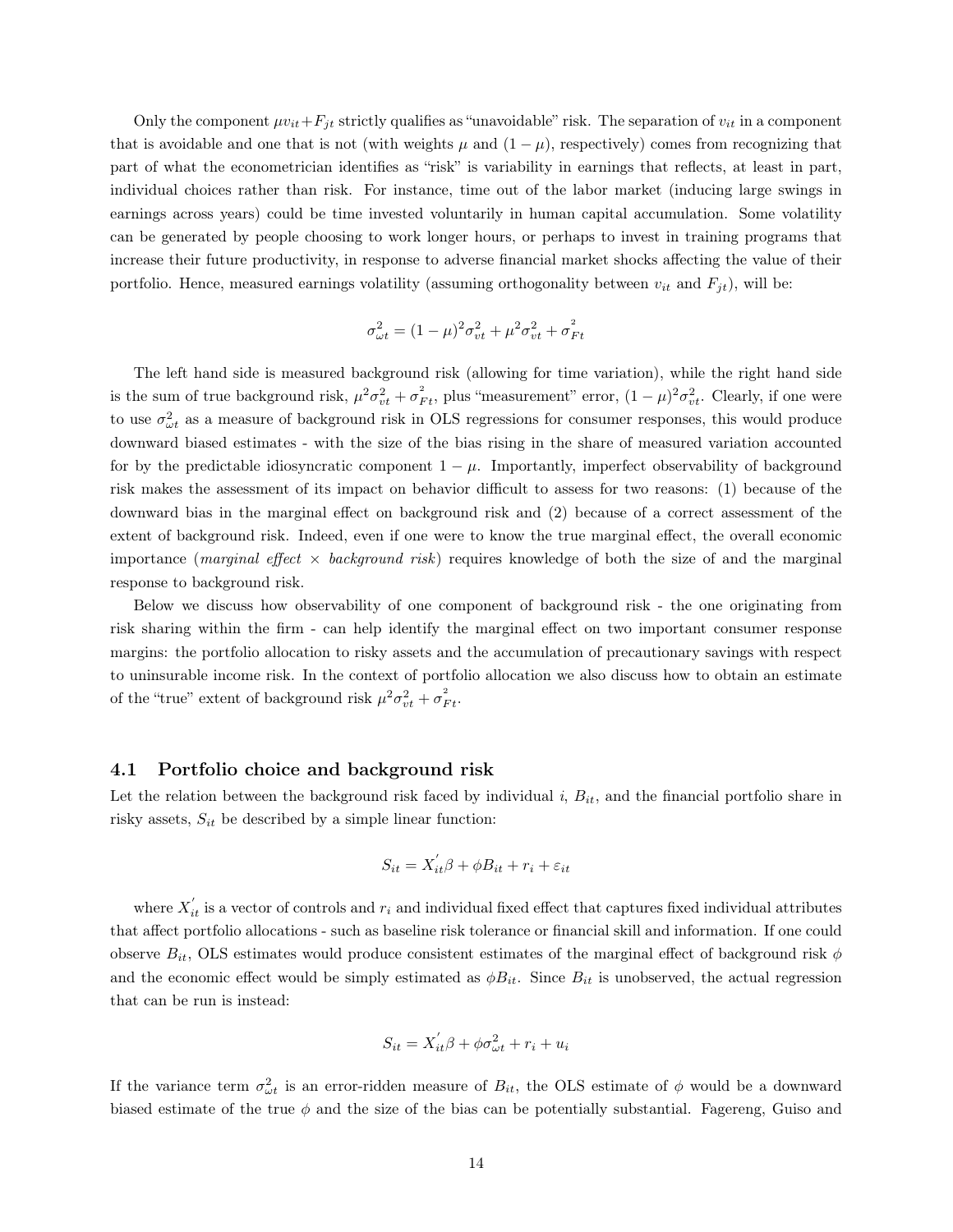Only the component $\mu v_{it}+F_{jt}$ strictly qualifies as "unavoidable" risk. The separation of $v_{it}$ in a component that is avoidable and one that is not (with weights $\mu$ and $(1-\mu)$, respectively) comes from recognizing that part of what the econometrician identifies as "risk" is variability in earnings that reflects, at least in part, individual choices rather than risk. For instance, time out of the labor market (inducing large swings in earnings across years) could be time invested voluntarily in human capital accumulation. Some volatility can be generated by people choosing to work longer hours, or perhaps to invest in training programs that increase their future productivity, in response to adverse financial market shocks affecting the value of their portfolio. Hence, measured earnings volatility (assuming orthogonality between $v_{it}$ and $F_{jt}$), will be:

$$\sigma_{\omega t}^2 = (1-\mu)^2\sigma_{vt}^2 + \mu^2\sigma_{vt}^2 + \sigma_{Ft}^2$$

The left hand side is measured background risk (allowing for time variation), while the right hand side is the sum of true background risk, $\mu^2\sigma_{vt}^2 + \sigma_{Ft}^2$, plus "measurement" error, $(1-\mu)^2\sigma_{vt}^2$. Clearly, if one were to use $\sigma_{\omega t}^2$ as a measure of background risk in OLS regressions for consumer responses, this would produce downward biased estimates - with the size of the bias rising in the share of measured variation accounted for by the predictable idiosyncratic component $1-\mu$. Importantly, imperfect observability of background risk makes the assessment of its impact on behavior difficult to assess for two reasons: (1) because of the downward bias in the marginal effect on background risk and (2) because of a correct assessment of the extent of background risk. Indeed, even if one were to know the true marginal effect, the overall economic importance (*marginal effect* $\times$ *background risk*) requires knowledge of both the size of and the marginal response to background risk.

Below we discuss how observability of one component of background risk - the one originating from risk sharing within the firm - can help identify the marginal effect on two important consumer response margins: the portfolio allocation to risky assets and the accumulation of precautionary savings with respect to uninsurable income risk. In the context of portfolio allocation we also discuss how to obtain an estimate of the "true" extent of background risk $\mu^2\sigma_{vt}^2 + \sigma_{Ft}^2$.

## 4.1 Portfolio choice and background risk

Let the relation between the background risk faced by individual $i$, $B_{it}$, and the financial portfolio share in risky assets, $S_{it}$ be described by a simple linear function:

$$S_{it} = X_{it}^{'}\beta + \phi B_{it} + r_i + \varepsilon_{it}$$

where $X_{it}^{'}$ is a vector of controls and $r_i$ and individual fixed effect that captures fixed individual attributes that affect portfolio allocations - such as baseline risk tolerance or financial skill and information. If one could observe $B_{it}$, OLS estimates would produce consistent estimates of the marginal effect of background risk $\phi$ and the economic effect would be simply estimated as $\phi B_{it}$. Since $B_{it}$ is unobserved, the actual regression that can be run is instead:

$$S_{it} = X_{it}^{'}\beta + \phi\sigma_{\omega t}^2 + r_i + u_i$$

If the variance term $\sigma_{\omega t}^2$ is an error-ridden measure of $B_{it}$, the OLS estimate of $\phi$ would be a downward biased estimate of the true $\phi$ and the size of the bias can be potentially substantial. Fagereng, Guiso and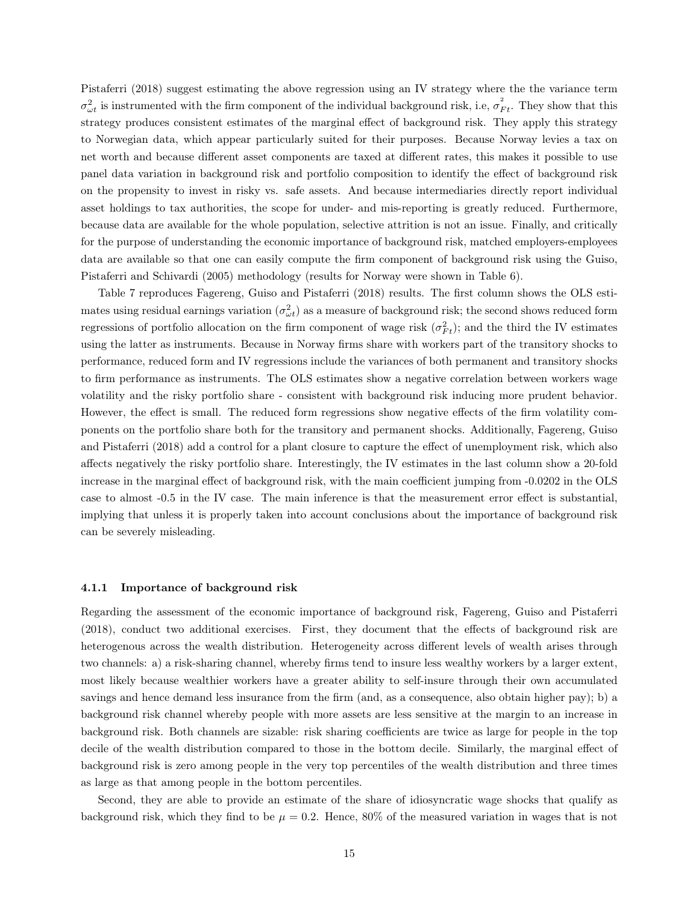Pistaferri (2018) suggest estimating the above regression using an IV strategy where the the variance term $\sigma^2_{\omega t}$ is instrumented with the firm component of the individual background risk, i.e, $\sigma^2_{Ft}$. They show that this strategy produces consistent estimates of the marginal effect of background risk. They apply this strategy to Norwegian data, which appear particularly suited for their purposes. Because Norway levies a tax on net worth and because different asset components are taxed at different rates, this makes it possible to use panel data variation in background risk and portfolio composition to identify the effect of background risk on the propensity to invest in risky vs. safe assets. And because intermediaries directly report individual asset holdings to tax authorities, the scope for under- and mis-reporting is greatly reduced. Furthermore, because data are available for the whole population, selective attrition is not an issue. Finally, and critically for the purpose of understanding the economic importance of background risk, matched employers-employees data are available so that one can easily compute the firm component of background risk using the Guiso, Pistaferri and Schivardi (2005) methodology (results for Norway were shown in Table 6).

Table 7 reproduces Fagereng, Guiso and Pistaferri (2018) results. The first column shows the OLS estimates using residual earnings variation ($\sigma^2_{\omega t}$) as a measure of background risk; the second shows reduced form regressions of portfolio allocation on the firm component of wage risk ($\sigma^2_{Ft}$); and the third the IV estimates using the latter as instruments. Because in Norway firms share with workers part of the transitory shocks to performance, reduced form and IV regressions include the variances of both permanent and transitory shocks to firm performance as instruments. The OLS estimates show a negative correlation between workers wage volatility and the risky portfolio share - consistent with background risk inducing more prudent behavior. However, the effect is small. The reduced form regressions show negative effects of the firm volatility components on the portfolio share both for the transitory and permanent shocks. Additionally, Fagereng, Guiso and Pistaferri (2018) add a control for a plant closure to capture the effect of unemployment risk, which also affects negatively the risky portfolio share. Interestingly, the IV estimates in the last column show a 20-fold increase in the marginal effect of background risk, with the main coefficient jumping from -0.0202 in the OLS case to almost -0.5 in the IV case. The main inference is that the measurement error effect is substantial, implying that unless it is properly taken into account conclusions about the importance of background risk can be severely misleading.

### 4.1.1 Importance of background risk

Regarding the assessment of the economic importance of background risk, Fagereng, Guiso and Pistaferri (2018), conduct two additional exercises. First, they document that the effects of background risk are heterogenous across the wealth distribution. Heterogeneity across different levels of wealth arises through two channels: a) a risk-sharing channel, whereby firms tend to insure less wealthy workers by a larger extent, most likely because wealthier workers have a greater ability to self-insure through their own accumulated savings and hence demand less insurance from the firm (and, as a consequence, also obtain higher pay); b) a background risk channel whereby people with more assets are less sensitive at the margin to an increase in background risk. Both channels are sizable: risk sharing coefficients are twice as large for people in the top decile of the wealth distribution compared to those in the bottom decile. Similarly, the marginal effect of background risk is zero among people in the very top percentiles of the wealth distribution and three times as large as that among people in the bottom percentiles.

Second, they are able to provide an estimate of the share of idiosyncratic wage shocks that qualify as background risk, which they find to be $\mu = 0.2$. Hence, 80% of the measured variation in wages that is not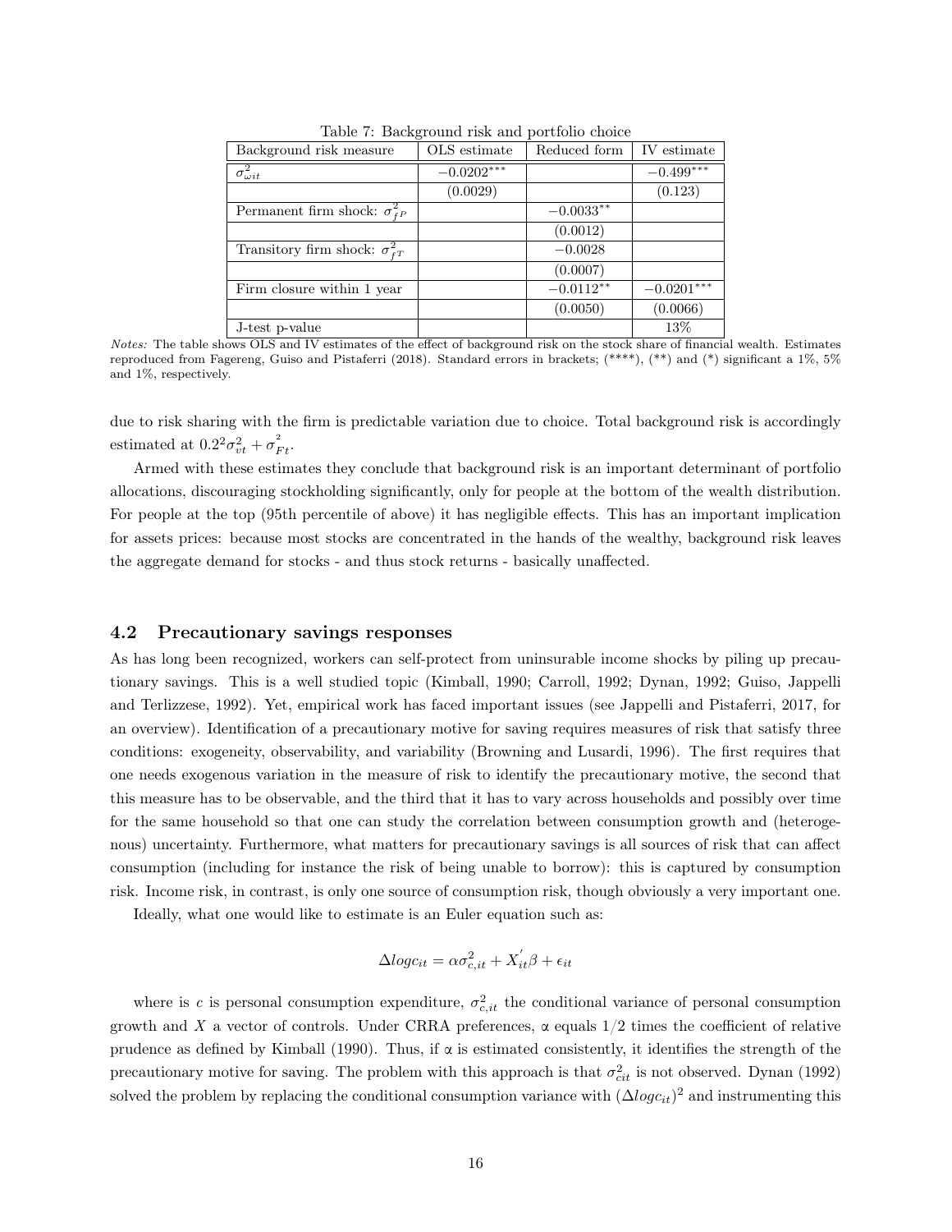Table 7: Background risk and portfolio choice

| Background risk measure | OLS estimate | Reduced form | IV estimate |
|---|---|---|---|
| $\sigma^2_{\omega it}$ | $-0.0202^{***}$ | | $-0.499^{***}$ |
| | (0.0029) | | (0.123) |
| Permanent firm shock: $\sigma^2_{fP}$ | | $-0.0033^{**}$ | |
| | | (0.0012) | |
| Transitory firm shock: $\sigma^2_{fT}$ | | $-0.0028$ | |
| | | (0.0007) | |
| Firm closure within 1 year | | $-0.0112^{**}$ | $-0.0201^{***}$ |
| | | (0.0050) | (0.0066) |
| J-test p-value | | | 13% |

*Notes:* The table shows OLS and IV estimates of the effect of background risk on the stock share of financial wealth. Estimates reproduced from Fagereng, Guiso and Pistaferri (2018). Standard errors in brackets; (****), (**) and (*) significant a 1%, 5% and 1%, respectively.

due to risk sharing with the firm is predictable variation due to choice. Total background risk is accordingly estimated at $0.2^2\sigma^2_{vt} + \sigma^2_{Ft}$.

Armed with these estimates they conclude that background risk is an important determinant of portfolio allocations, discouraging stockholding significantly, only for people at the bottom of the wealth distribution. For people at the top (95th percentile of above) it has negligible effects. This has an important implication for assets prices: because most stocks are concentrated in the hands of the wealthy, background risk leaves the aggregate demand for stocks - and thus stock returns - basically unaffected.

## 4.2 Precautionary savings responses

As has long been recognized, workers can self-protect from uninsurable income shocks by piling up precautionary savings. This is a well studied topic (Kimball, 1990; Carroll, 1992; Dynan, 1992; Guiso, Jappelli and Terlizzese, 1992). Yet, empirical work has faced important issues (see Jappelli and Pistaferri, 2017, for an overview). Identification of a precautionary motive for saving requires measures of risk that satisfy three conditions: exogeneity, observability, and variability (Browning and Lusardi, 1996). The first requires that one needs exogenous variation in the measure of risk to identify the precautionary motive, the second that this measure has to be observable, and the third that it has to vary across households and possibly over time for the same household so that one can study the correlation between consumption growth and (heterogenous) uncertainty. Furthermore, what matters for precautionary savings is all sources of risk that can affect consumption (including for instance the risk of being unable to borrow): this is captured by consumption risk. Income risk, in contrast, is only one source of consumption risk, though obviously a very important one.

Ideally, what one would like to estimate is an Euler equation such as:

$$\Delta logc_{it} = \alpha\sigma^2_{c,it} + X^{'}_{it}\beta + \epsilon_{it}$$

where is $c$ is personal consumption expenditure, $\sigma^2_{c,it}$ the conditional variance of personal consumption growth and $X$ a vector of controls. Under CRRA preferences, $\alpha$ equals $1/2$ times the coefficient of relative prudence as defined by Kimball (1990). Thus, if $\alpha$ is estimated consistently, it identifies the strength of the precautionary motive for saving. The problem with this approach is that $\sigma^2_{cit}$ is not observed. Dynan (1992) solved the problem by replacing the conditional consumption variance with $(\Delta logc_{it})^2$ and instrumenting this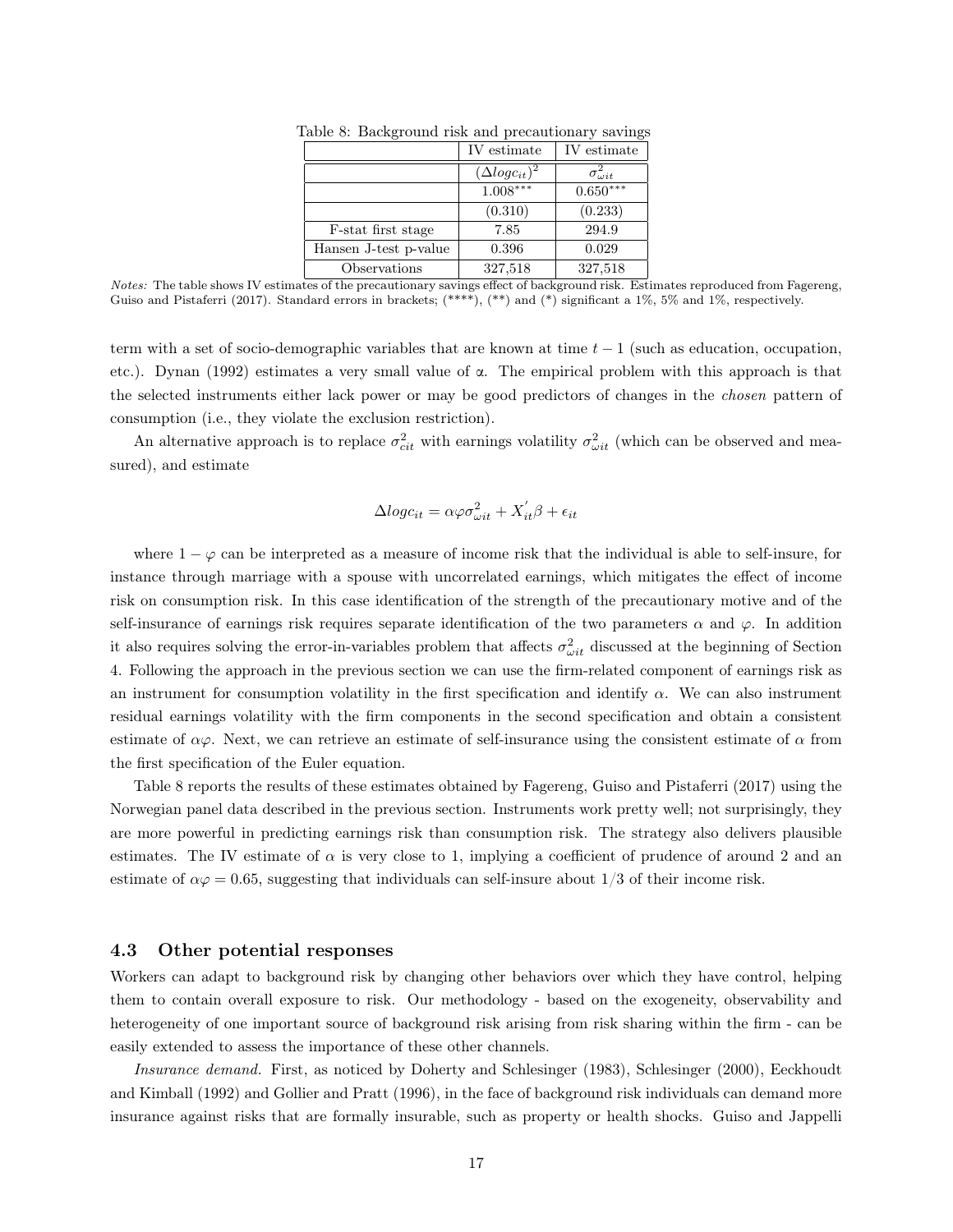Table 8: Background risk and precautionary savings

| | IV estimate | IV estimate |
|---|---|---|
| | $(\Delta logc_{it})^2$ | $\sigma^2_{\omega it}$ |
| | $1.008^{***}$ | $0.650^{***}$ |
| | (0.310) | (0.233) |
| F-stat first stage | 7.85 | 294.9 |
| Hansen J-test p-value | 0.396 | 0.029 |
| Observations | 327,518 | 327,518 |

*Notes:* The table shows IV estimates of the precautionary savings effect of background risk. Estimates reproduced from Fagereng, Guiso and Pistaferri (2017). Standard errors in brackets; (****), (**) and (*) significant a 1%, 5% and 1%, respectively.

term with a set of socio-demographic variables that are known at time $t-1$ (such as education, occupation, etc.). Dynan (1992) estimates a very small value of α. The empirical problem with this approach is that the selected instruments either lack power or may be good predictors of changes in the *chosen* pattern of consumption (i.e., they violate the exclusion restriction).

An alternative approach is to replace $\sigma^2_{cit}$ with earnings volatility $\sigma^2_{\omega it}$ (which can be observed and measured), and estimate

$$\Delta logc_{it} = \alpha\varphi\sigma^2_{\omega it} + X'_{it}\beta + \epsilon_{it}$$

where $1-\varphi$ can be interpreted as a measure of income risk that the individual is able to self-insure, for instance through marriage with a spouse with uncorrelated earnings, which mitigates the effect of income risk on consumption risk. In this case identification of the strength of the precautionary motive and of the self-insurance of earnings risk requires separate identification of the two parameters $\alpha$ and $\varphi$. In addition it also requires solving the error-in-variables problem that affects $\sigma^2_{\omega it}$ discussed at the beginning of Section 4. Following the approach in the previous section we can use the firm-related component of earnings risk as an instrument for consumption volatility in the first specification and identify $\alpha$. We can also instrument residual earnings volatility with the firm components in the second specification and obtain a consistent estimate of $\alpha\varphi$. Next, we can retrieve an estimate of self-insurance using the consistent estimate of $\alpha$ from the first specification of the Euler equation.

Table 8 reports the results of these estimates obtained by Fagereng, Guiso and Pistaferri (2017) using the Norwegian panel data described in the previous section. Instruments work pretty well; not surprisingly, they are more powerful in predicting earnings risk than consumption risk. The strategy also delivers plausible estimates. The IV estimate of $\alpha$ is very close to 1, implying a coefficient of prudence of around 2 and an estimate of $\alpha\varphi = 0.65$, suggesting that individuals can self-insure about 1/3 of their income risk.

### 4.3 Other potential responses

Workers can adapt to background risk by changing other behaviors over which they have control, helping them to contain overall exposure to risk. Our methodology - based on the exogeneity, observability and heterogeneity of one important source of background risk arising from risk sharing within the firm - can be easily extended to assess the importance of these other channels.

*Insurance demand.* First, as noticed by Doherty and Schlesinger (1983), Schlesinger (2000), Eeckhoudt and Kimball (1992) and Gollier and Pratt (1996), in the face of background risk individuals can demand more insurance against risks that are formally insurable, such as property or health shocks. Guiso and Jappelli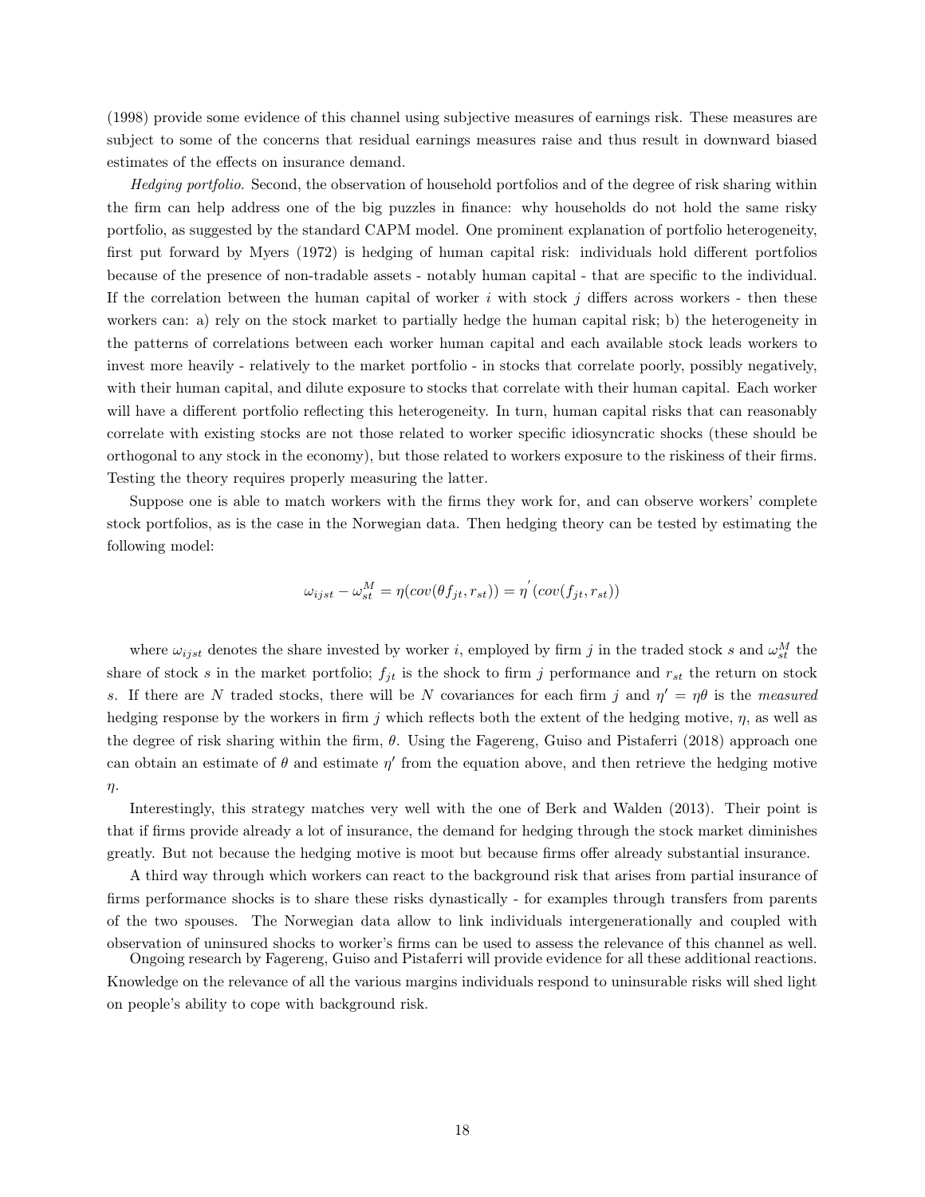(1998) provide some evidence of this channel using subjective measures of earnings risk. These measures are subject to some of the concerns that residual earnings measures raise and thus result in downward biased estimates of the effects on insurance demand.

*Hedging portfolio.* Second, the observation of household portfolios and of the degree of risk sharing within the firm can help address one of the big puzzles in finance: why households do not hold the same risky portfolio, as suggested by the standard CAPM model. One prominent explanation of portfolio heterogeneity, first put forward by Myers (1972) is hedging of human capital risk: individuals hold different portfolios because of the presence of non-tradable assets - notably human capital - that are specific to the individual. If the correlation between the human capital of worker $i$ with stock $j$ differs across workers - then these workers can: a) rely on the stock market to partially hedge the human capital risk; b) the heterogeneity in the patterns of correlations between each worker human capital and each available stock leads workers to invest more heavily - relatively to the market portfolio - in stocks that correlate poorly, possibly negatively, with their human capital, and dilute exposure to stocks that correlate with their human capital. Each worker will have a different portfolio reflecting this heterogeneity. In turn, human capital risks that can reasonably correlate with existing stocks are not those related to worker specific idiosyncratic shocks (these should be orthogonal to any stock in the economy), but those related to workers exposure to the riskiness of their firms. Testing the theory requires properly measuring the latter.

Suppose one is able to match workers with the firms they work for, and can observe workers' complete stock portfolios, as is the case in the Norwegian data. Then hedging theory can be tested by estimating the following model:

$$\omega_{ijst} - \omega_{st}^{M} = \eta(cov(\theta f_{jt}, r_{st})) = \eta^{'}(cov(f_{jt}, r_{st}))$$

where $\omega_{ijst}$ denotes the share invested by worker $i$, employed by firm $j$ in the traded stock $s$ and $\omega_{st}^{M}$ the share of stock $s$ in the market portfolio; $f_{jt}$ is the shock to firm $j$ performance and $r_{st}$ the return on stock $s$. If there are $N$ traded stocks, there will be $N$ covariances for each firm $j$ and $\eta' = \eta\theta$ is the *measured* hedging response by the workers in firm $j$ which reflects both the extent of the hedging motive, $\eta$, as well as the degree of risk sharing within the firm, $\theta$. Using the Fagereng, Guiso and Pistaferri (2018) approach one can obtain an estimate of $\theta$ and estimate $\eta'$ from the equation above, and then retrieve the hedging motive $\eta$.

Interestingly, this strategy matches very well with the one of Berk and Walden (2013). Their point is that if firms provide already a lot of insurance, the demand for hedging through the stock market diminishes greatly. But not because the hedging motive is moot but because firms offer already substantial insurance.

A third way through which workers can react to the background risk that arises from partial insurance of firms performance shocks is to share these risks dynastically - for examples through transfers from parents of the two spouses. The Norwegian data allow to link individuals intergenerationally and coupled with observation of uninsured shocks to worker's firms can be used to assess the relevance of this channel as well.

Ongoing research by Fagereng, Guiso and Pistaferri will provide evidence for all these additional reactions. Knowledge on the relevance of all the various margins individuals respond to uninsurable risks will shed light on people's ability to cope with background risk.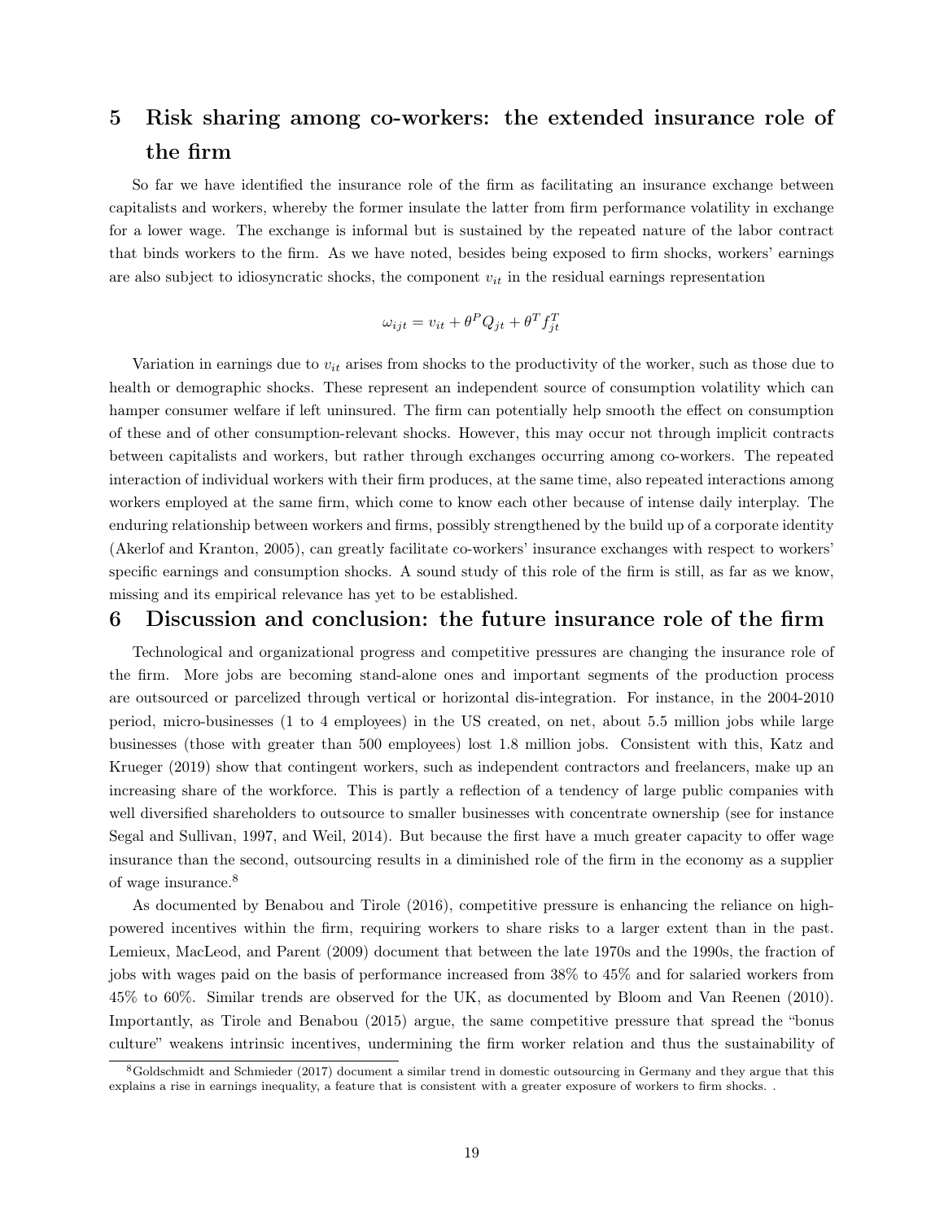# 5 Risk sharing among co-workers: the extended insurance role of the firm

So far we have identified the insurance role of the firm as facilitating an insurance exchange between capitalists and workers, whereby the former insulate the latter from firm performance volatility in exchange for a lower wage. The exchange is informal but is sustained by the repeated nature of the labor contract that binds workers to the firm. As we have noted, besides being exposed to firm shocks, workers' earnings are also subject to idiosyncratic shocks, the component $v_{it}$ in the residual earnings representation

$$\omega_{ijt} = v_{it} + \theta^P Q_{jt} + \theta^T f_{jt}^T$$

Variation in earnings due to $v_{it}$ arises from shocks to the productivity of the worker, such as those due to health or demographic shocks. These represent an independent source of consumption volatility which can hamper consumer welfare if left uninsured. The firm can potentially help smooth the effect on consumption of these and of other consumption-relevant shocks. However, this may occur not through implicit contracts between capitalists and workers, but rather through exchanges occurring among co-workers. The repeated interaction of individual workers with their firm produces, at the same time, also repeated interactions among workers employed at the same firm, which come to know each other because of intense daily interplay. The enduring relationship between workers and firms, possibly strengthened by the build up of a corporate identity (Akerlof and Kranton, 2005), can greatly facilitate co-workers' insurance exchanges with respect to workers' specific earnings and consumption shocks. A sound study of this role of the firm is still, as far as we know, missing and its empirical relevance has yet to be established.

# 6 Discussion and conclusion: the future insurance role of the firm

Technological and organizational progress and competitive pressures are changing the insurance role of the firm. More jobs are becoming stand-alone ones and important segments of the production process are outsourced or parcelized through vertical or horizontal dis-integration. For instance, in the 2004-2010 period, micro-businesses (1 to 4 employees) in the US created, on net, about 5.5 million jobs while large businesses (those with greater than 500 employees) lost 1.8 million jobs. Consistent with this, Katz and Krueger (2019) show that contingent workers, such as independent contractors and freelancers, make up an increasing share of the workforce. This is partly a reflection of a tendency of large public companies with well diversified shareholders to outsource to smaller businesses with concentrate ownership (see for instance Segal and Sullivan, 1997, and Weil, 2014). But because the first have a much greater capacity to offer wage insurance than the second, outsourcing results in a diminished role of the firm in the economy as a supplier of wage insurance.[8]

As documented by Benabou and Tirole (2016), competitive pressure is enhancing the reliance on high-powered incentives within the firm, requiring workers to share risks to a larger extent than in the past. Lemieux, MacLeod, and Parent (2009) document that between the late 1970s and the 1990s, the fraction of jobs with wages paid on the basis of performance increased from 38% to 45% and for salaried workers from 45% to 60%. Similar trends are observed for the UK, as documented by Bloom and Van Reenen (2010). Importantly, as Tirole and Benabou (2015) argue, the same competitive pressure that spread the "bonus culture" weakens intrinsic incentives, undermining the firm worker relation and thus the sustainability of

[8] Goldschmidt and Schmieder (2017) document a similar trend in domestic outsourcing in Germany and they argue that this explains a rise in earnings inequality, a feature that is consistent with a greater exposure of workers to firm shocks. .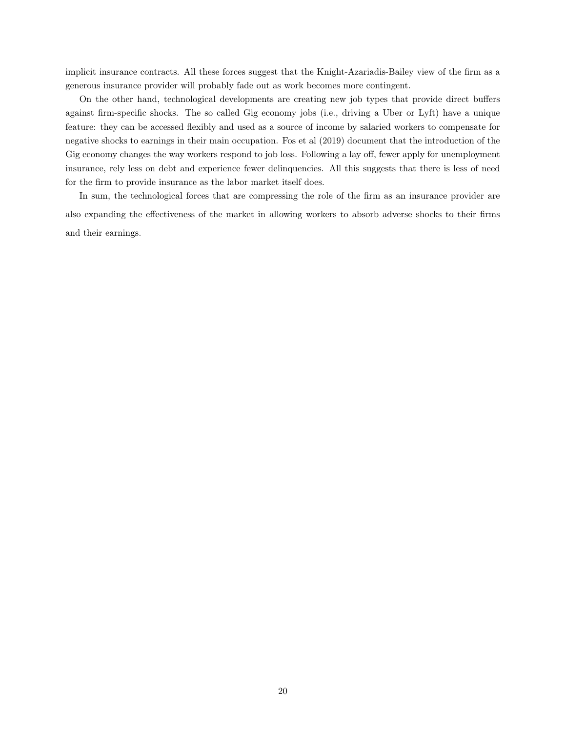implicit insurance contracts. All these forces suggest that the Knight-Azariadis-Bailey view of the firm as a generous insurance provider will probably fade out as work becomes more contingent.

On the other hand, technological developments are creating new job types that provide direct buffers against firm-specific shocks. The so called Gig economy jobs (i.e., driving a Uber or Lyft) have a unique feature: they can be accessed flexibly and used as a source of income by salaried workers to compensate for negative shocks to earnings in their main occupation. Fos et al (2019) document that the introduction of the Gig economy changes the way workers respond to job loss. Following a lay off, fewer apply for unemployment insurance, rely less on debt and experience fewer delinquencies. All this suggests that there is less of need for the firm to provide insurance as the labor market itself does.

In sum, the technological forces that are compressing the role of the firm as an insurance provider are also expanding the effectiveness of the market in allowing workers to absorb adverse shocks to their firms and their earnings.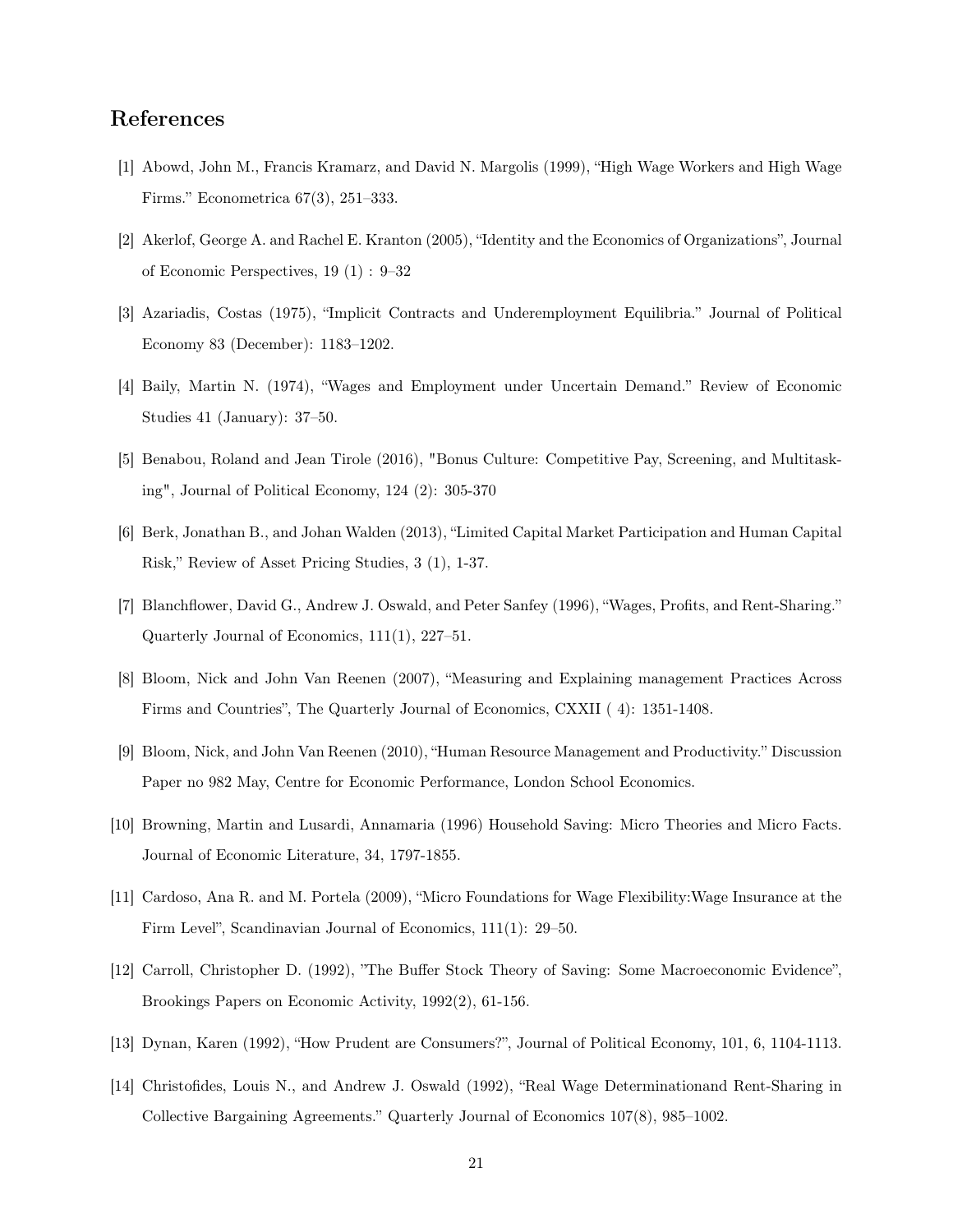## References

[1] Abowd, John M., Francis Kramarz, and David N. Margolis (1999), "High Wage Workers and High Wage Firms." Econometrica 67(3), 251–333.

[2] Akerlof, George A. and Rachel E. Kranton (2005), "Identity and the Economics of Organizations", Journal of Economic Perspectives, 19 (1) : 9–32

[3] Azariadis, Costas (1975), "Implicit Contracts and Underemployment Equilibria." Journal of Political Economy 83 (December): 1183–1202.

[4] Baily, Martin N. (1974), "Wages and Employment under Uncertain Demand." Review of Economic Studies 41 (January): 37–50.

[5] Benabou, Roland and Jean Tirole (2016), "Bonus Culture: Competitive Pay, Screening, and Multitasking", Journal of Political Economy, 124 (2): 305-370

[6] Berk, Jonathan B., and Johan Walden (2013), "Limited Capital Market Participation and Human Capital Risk," Review of Asset Pricing Studies, 3 (1), 1-37.

[7] Blanchflower, David G., Andrew J. Oswald, and Peter Sanfey (1996), "Wages, Profits, and Rent-Sharing." Quarterly Journal of Economics, 111(1), 227–51.

[8] Bloom, Nick and John Van Reenen (2007), "Measuring and Explaining management Practices Across Firms and Countries", The Quarterly Journal of Economics, CXXII ( 4): 1351-1408.

[9] Bloom, Nick, and John Van Reenen (2010), "Human Resource Management and Productivity." Discussion Paper no 982 May, Centre for Economic Performance, London School Economics.

[10] Browning, Martin and Lusardi, Annamaria (1996) Household Saving: Micro Theories and Micro Facts. Journal of Economic Literature, 34, 1797-1855.

[11] Cardoso, Ana R. and M. Portela (2009), "Micro Foundations for Wage Flexibility:Wage Insurance at the Firm Level", Scandinavian Journal of Economics, 111(1): 29–50.

[12] Carroll, Christopher D. (1992), "The Buffer Stock Theory of Saving: Some Macroeconomic Evidence", Brookings Papers on Economic Activity, 1992(2), 61-156.

[13] Dynan, Karen (1992), "How Prudent are Consumers?", Journal of Political Economy, 101, 6, 1104-1113.

[14] Christofides, Louis N., and Andrew J. Oswald (1992), "Real Wage Determinationand Rent-Sharing in Collective Bargaining Agreements." Quarterly Journal of Economics 107(8), 985–1002.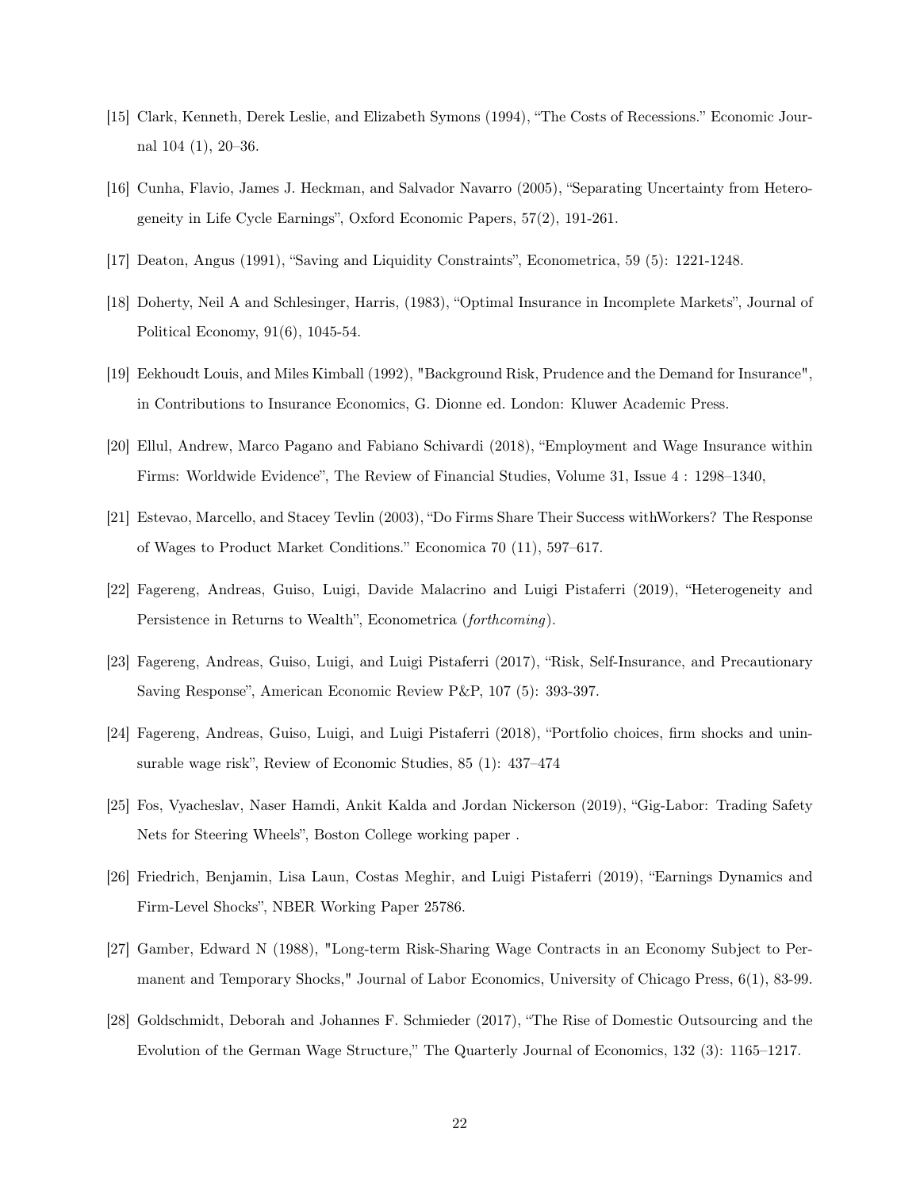[15] Clark, Kenneth, Derek Leslie, and Elizabeth Symons (1994), "The Costs of Recessions." Economic Journal 104 (1), 20–36.

[16] Cunha, Flavio, James J. Heckman, and Salvador Navarro (2005), "Separating Uncertainty from Heterogeneity in Life Cycle Earnings", Oxford Economic Papers, 57(2), 191-261.

[17] Deaton, Angus (1991), "Saving and Liquidity Constraints", Econometrica, 59 (5): 1221-1248.

[18] Doherty, Neil A and Schlesinger, Harris, (1983), "Optimal Insurance in Incomplete Markets", Journal of Political Economy, 91(6), 1045-54.

[19] Eekhoudt Louis, and Miles Kimball (1992), "Background Risk, Prudence and the Demand for Insurance", in Contributions to Insurance Economics, G. Dionne ed. London: Kluwer Academic Press.

[20] Ellul, Andrew, Marco Pagano and Fabiano Schivardi (2018), "Employment and Wage Insurance within Firms: Worldwide Evidence", The Review of Financial Studies, Volume 31, Issue 4 : 1298–1340,

[21] Estevao, Marcello, and Stacey Tevlin (2003), "Do Firms Share Their Success withWorkers? The Response of Wages to Product Market Conditions." Economica 70 (11), 597–617.

[22] Fagereng, Andreas, Guiso, Luigi, Davide Malacrino and Luigi Pistaferri (2019), "Heterogeneity and Persistence in Returns to Wealth", Econometrica (*forthcoming*).

[23] Fagereng, Andreas, Guiso, Luigi, and Luigi Pistaferri (2017), "Risk, Self-Insurance, and Precautionary Saving Response", American Economic Review P&P, 107 (5): 393-397.

[24] Fagereng, Andreas, Guiso, Luigi, and Luigi Pistaferri (2018), "Portfolio choices, firm shocks and uninsurable wage risk", Review of Economic Studies, 85 (1): 437–474

[25] Fos, Vyacheslav, Naser Hamdi, Ankit Kalda and Jordan Nickerson (2019), "Gig-Labor: Trading Safety Nets for Steering Wheels", Boston College working paper .

[26] Friedrich, Benjamin, Lisa Laun, Costas Meghir, and Luigi Pistaferri (2019), "Earnings Dynamics and Firm-Level Shocks", NBER Working Paper 25786.

[27] Gamber, Edward N (1988), "Long-term Risk-Sharing Wage Contracts in an Economy Subject to Permanent and Temporary Shocks," Journal of Labor Economics, University of Chicago Press, 6(1), 83-99.

[28] Goldschmidt, Deborah and Johannes F. Schmieder (2017), "The Rise of Domestic Outsourcing and the Evolution of the German Wage Structure," The Quarterly Journal of Economics, 132 (3): 1165–1217.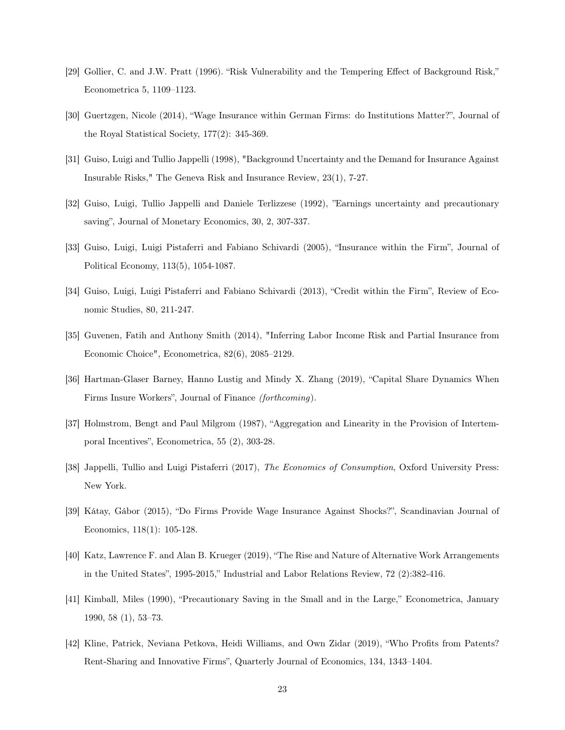[29] Gollier, C. and J.W. Pratt (1996). "Risk Vulnerability and the Tempering Effect of Background Risk," Econometrica 5, 1109–1123.

[30] Guertzgen, Nicole (2014), "Wage Insurance within German Firms: do Institutions Matter?", Journal of the Royal Statistical Society, 177(2): 345-369.

[31] Guiso, Luigi and Tullio Jappelli (1998), "Background Uncertainty and the Demand for Insurance Against Insurable Risks," The Geneva Risk and Insurance Review, 23(1), 7-27.

[32] Guiso, Luigi, Tullio Jappelli and Daniele Terlizzese (1992), "Earnings uncertainty and precautionary saving", Journal of Monetary Economics, 30, 2, 307-337.

[33] Guiso, Luigi, Luigi Pistaferri and Fabiano Schivardi (2005), "Insurance within the Firm", Journal of Political Economy, 113(5), 1054-1087.

[34] Guiso, Luigi, Luigi Pistaferri and Fabiano Schivardi (2013), "Credit within the Firm", Review of Economic Studies, 80, 211-247.

[35] Guvenen, Fatih and Anthony Smith (2014), "Inferring Labor Income Risk and Partial Insurance from Economic Choice", Econometrica, 82(6), 2085–2129.

[36] Hartman-Glaser Barney, Hanno Lustig and Mindy X. Zhang (2019), "Capital Share Dynamics When Firms Insure Workers", Journal of Finance *(forthcoming)*.

[37] Holmstrom, Bengt and Paul Milgrom (1987), "Aggregation and Linearity in the Provision of Intertemporal Incentives", Econometrica, 55 (2), 303-28.

[38] Jappelli, Tullio and Luigi Pistaferri (2017), *The Economics of Consumption*, Oxford University Press: New York.

[39] Kátay, Gábor (2015), "Do Firms Provide Wage Insurance Against Shocks?", Scandinavian Journal of Economics, 118(1): 105-128.

[40] Katz, Lawrence F. and Alan B. Krueger (2019), "The Rise and Nature of Alternative Work Arrangements in the United States", 1995-2015," Industrial and Labor Relations Review, 72 (2):382-416.

[41] Kimball, Miles (1990), "Precautionary Saving in the Small and in the Large," Econometrica, January 1990, 58 (1), 53–73.

[42] Kline, Patrick, Neviana Petkova, Heidi Williams, and Own Zidar (2019), "Who Profits from Patents? Rent-Sharing and Innovative Firms", Quarterly Journal of Economics, 134, 1343–1404.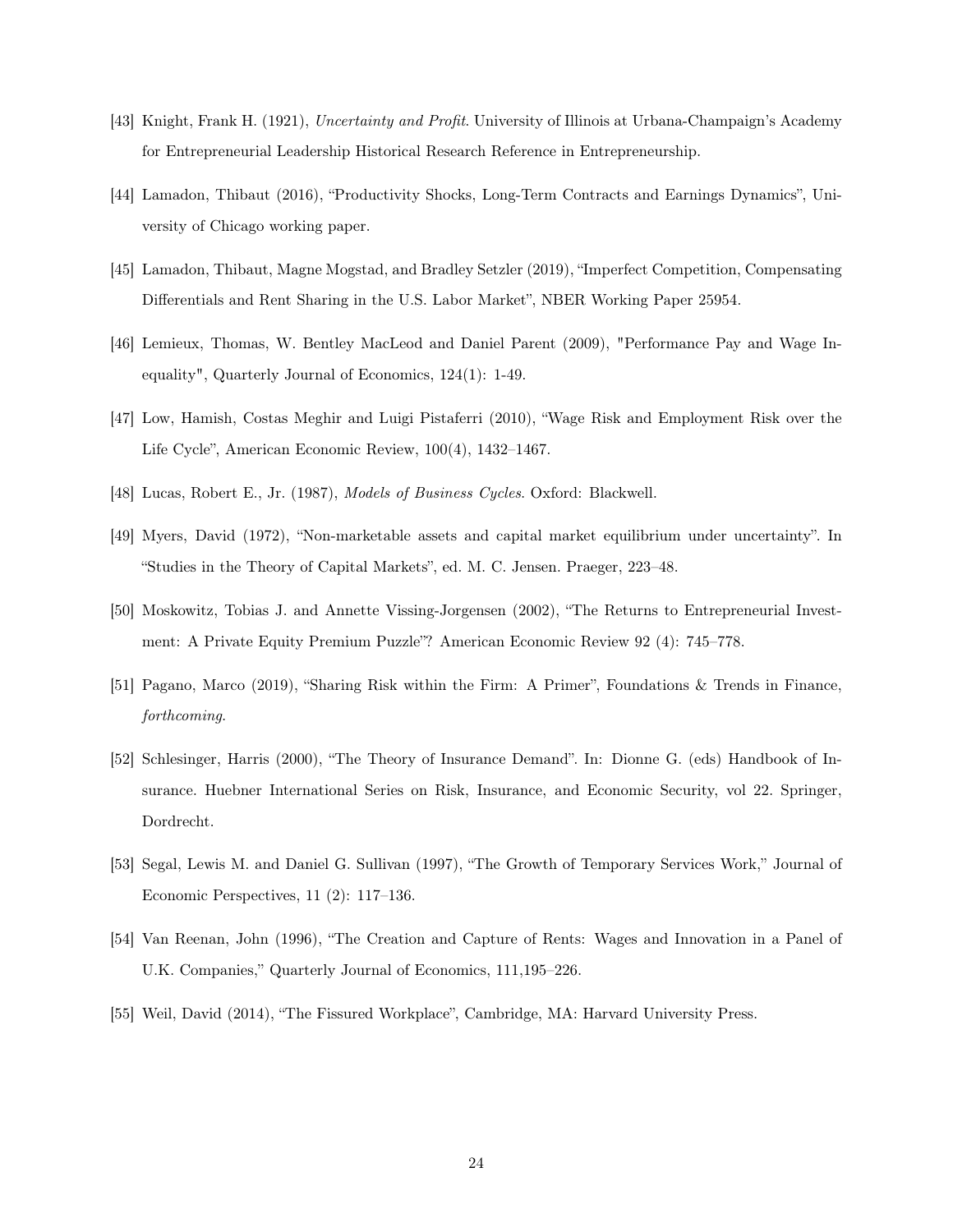[43] Knight, Frank H. (1921), *Uncertainty and Profit*. University of Illinois at Urbana-Champaign's Academy for Entrepreneurial Leadership Historical Research Reference in Entrepreneurship.

[44] Lamadon, Thibaut (2016), "Productivity Shocks, Long-Term Contracts and Earnings Dynamics", University of Chicago working paper.

[45] Lamadon, Thibaut, Magne Mogstad, and Bradley Setzler (2019), "Imperfect Competition, Compensating Differentials and Rent Sharing in the U.S. Labor Market", NBER Working Paper 25954.

[46] Lemieux, Thomas, W. Bentley MacLeod and Daniel Parent (2009), "Performance Pay and Wage Inequality", Quarterly Journal of Economics, 124(1): 1-49.

[47] Low, Hamish, Costas Meghir and Luigi Pistaferri (2010), "Wage Risk and Employment Risk over the Life Cycle", American Economic Review, 100(4), 1432–1467.

[48] Lucas, Robert E., Jr. (1987), *Models of Business Cycles*. Oxford: Blackwell.

[49] Myers, David (1972), "Non-marketable assets and capital market equilibrium under uncertainty". In "Studies in the Theory of Capital Markets", ed. M. C. Jensen. Praeger, 223–48.

[50] Moskowitz, Tobias J. and Annette Vissing-Jorgensen (2002), "The Returns to Entrepreneurial Investment: A Private Equity Premium Puzzle"? American Economic Review 92 (4): 745–778.

[51] Pagano, Marco (2019), "Sharing Risk within the Firm: A Primer", Foundations & Trends in Finance, *forthcoming*.

[52] Schlesinger, Harris (2000), "The Theory of Insurance Demand". In: Dionne G. (eds) Handbook of Insurance. Huebner International Series on Risk, Insurance, and Economic Security, vol 22. Springer, Dordrecht.

[53] Segal, Lewis M. and Daniel G. Sullivan (1997), "The Growth of Temporary Services Work," Journal of Economic Perspectives, 11 (2): 117–136.

[54] Van Reenan, John (1996), "The Creation and Capture of Rents: Wages and Innovation in a Panel of U.K. Companies," Quarterly Journal of Economics, 111,195–226.

[55] Weil, David (2014), "The Fissured Workplace", Cambridge, MA: Harvard University Press.